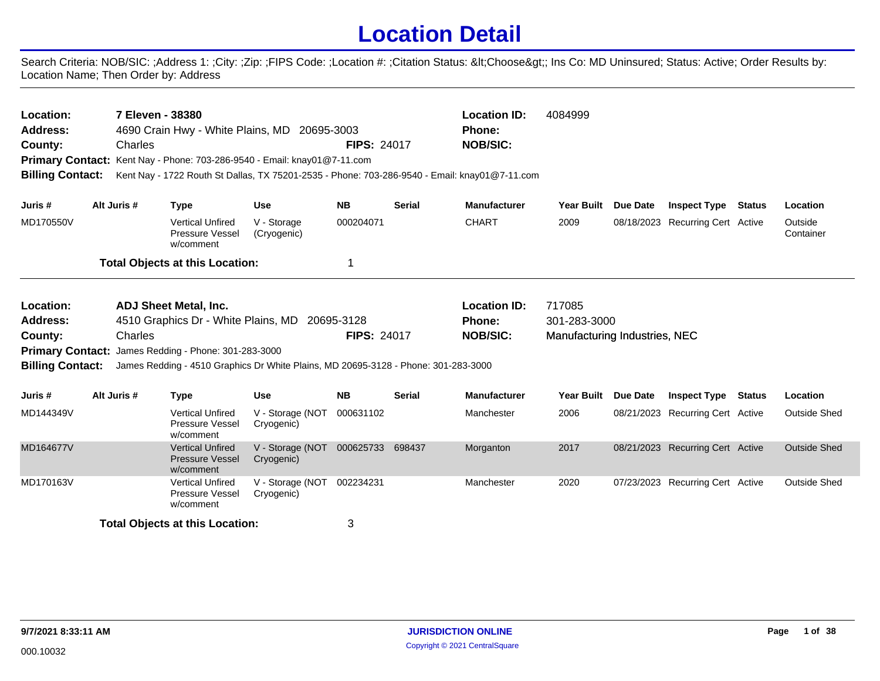# Location Detail

Search Criteria: NOB/SIC: ;Address 1: ;City: ;Zip: ;FIPS Code: ;Location #: ;Citation Status: &lt;Choose&gt;; Ins Co: MD Uninsured; Status: Active; Order Results by: Location Name; Then Order by: Address

---

**Location:** 7 Eleven - 38380
**Location ID:** 4084999
**Address:** 4690 Crain Hwy - White Plains, MD 20695-3003
**Phone:**
**County:** Charles
**FIPS:** 24017
**NOB/SIC:**
**Primary Contact:** Kent Nay - Phone: 703-286-9540 - Email: knay01@7-11.com
**Billing Contact:** Kent Nay - 1722 Routh St Dallas, TX 75201-2535 - Phone: 703-286-9540 - Email: knay01@7-11.com

| Juris # | Alt Juris # | Type | Use | NB | Serial | Manufacturer | Year Built | Due Date | Inspect Type | Status | Location |
|---|---|---|---|---|---|---|---|---|---|---|---|
| MD170550V | | Vertical Unfired Pressure Vessel w/comment | V - Storage (Cryogenic) | 000204071 | | CHART | 2009 | 08/18/2023 | Recurring Cert | Active | Outside Container |

**Total Objects at this Location:** 1

---

**Location:** ADJ Sheet Metal, Inc.
**Location ID:** 717085
**Address:** 4510 Graphics Dr - White Plains, MD 20695-3128
**Phone:** 301-283-3000
**County:** Charles
**FIPS:** 24017
**NOB/SIC:** Manufacturing Industries, NEC
**Primary Contact:** James Redding - Phone: 301-283-3000
**Billing Contact:** James Redding - 4510 Graphics Dr White Plains, MD 20695-3128 - Phone: 301-283-3000

| Juris # | Alt Juris # | Type | Use | NB | Serial | Manufacturer | Year Built | Due Date | Inspect Type | Status | Location |
|---|---|---|---|---|---|---|---|---|---|---|---|
| MD144349V | | Vertical Unfired Pressure Vessel w/comment | V - Storage (NOT Cryogenic) | 000631102 | | Manchester | 2006 | 08/21/2023 | Recurring Cert | Active | Outside Shed |
| MD164677V | | Vertical Unfired Pressure Vessel w/comment | V - Storage (NOT Cryogenic) | 000625733 | 698437 | Morganton | 2017 | 08/21/2023 | Recurring Cert | Active | Outside Shed |
| MD170163V | | Vertical Unfired Pressure Vessel w/comment | V - Storage (NOT Cryogenic) | 002234231 | | Manchester | 2020 | 07/23/2023 | Recurring Cert | Active | Outside Shed |

**Total Objects at this Location:** 3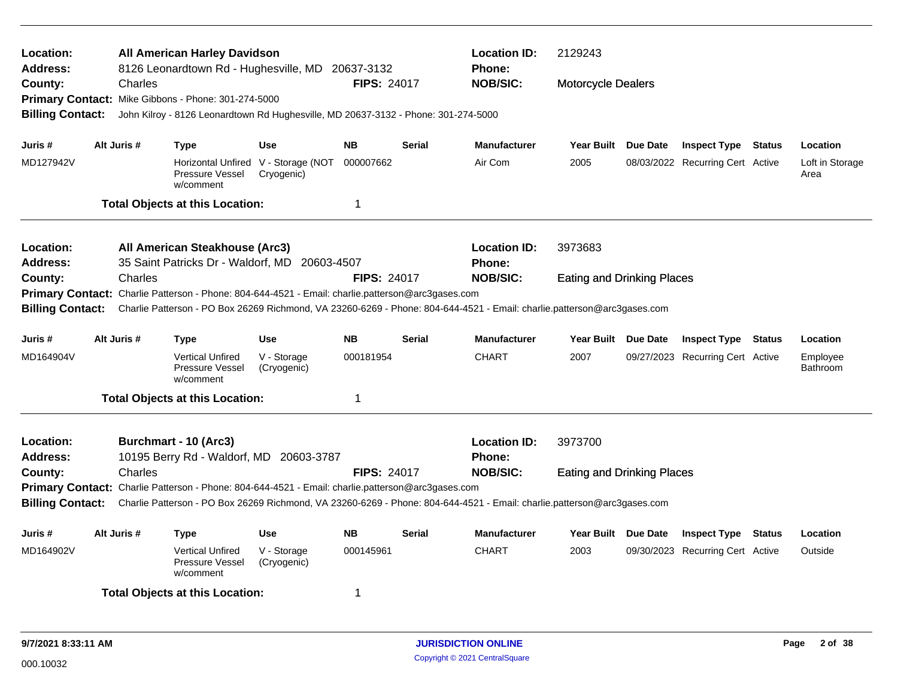**Location:** All American Harley Davidson
**Address:** 8126 Leonardtown Rd - Hughesville, MD 20637-3132
**County:** Charles
**FIPS:** 24017
**Location ID:** 2129243
**Phone:**
**NOB/SIC:** Motorcycle Dealers
**Primary Contact:** Mike Gibbons - Phone: 301-274-5000
**Billing Contact:** John Kilroy - 8126 Leonardtown Rd Hughesville, MD 20637-3132 - Phone: 301-274-5000

| Juris # | Alt Juris # | Type | Use | NB | Serial | Manufacturer | Year Built | Due Date | Inspect Type | Status | Location |
|---|---|---|---|---|---|---|---|---|---|---|---|
| MD127942V | | Horizontal Unfired Pressure Vessel w/comment | V - Storage (NOT Cryogenic) | 000007662 | | Air Com | 2005 | 08/03/2022 | Recurring Cert | Active | Loft in Storage Area |

**Total Objects at this Location:** 1

---

**Location:** All American Steakhouse (Arc3)
**Address:** 35 Saint Patricks Dr - Waldorf, MD 20603-4507
**County:** Charles
**FIPS:** 24017
**Location ID:** 3973683
**Phone:**
**NOB/SIC:** Eating and Drinking Places
**Primary Contact:** Charlie Patterson - Phone: 804-644-4521 - Email: charlie.patterson@arc3gases.com
**Billing Contact:** Charlie Patterson - PO Box 26269 Richmond, VA 23260-6269 - Phone: 804-644-4521 - Email: charlie.patterson@arc3gases.com

| Juris # | Alt Juris # | Type | Use | NB | Serial | Manufacturer | Year Built | Due Date | Inspect Type | Status | Location |
|---|---|---|---|---|---|---|---|---|---|---|---|
| MD164904V | | Vertical Unfired Pressure Vessel w/comment | V - Storage (Cryogenic) | 000181954 | | CHART | 2007 | 09/27/2023 | Recurring Cert | Active | Employee Bathroom |

**Total Objects at this Location:** 1

---

**Location:** Burchmart - 10 (Arc3)
**Address:** 10195 Berry Rd - Waldorf, MD 20603-3787
**County:** Charles
**FIPS:** 24017
**Location ID:** 3973700
**Phone:**
**NOB/SIC:** Eating and Drinking Places
**Primary Contact:** Charlie Patterson - Phone: 804-644-4521 - Email: charlie.patterson@arc3gases.com
**Billing Contact:** Charlie Patterson - PO Box 26269 Richmond, VA 23260-6269 - Phone: 804-644-4521 - Email: charlie.patterson@arc3gases.com

| Juris # | Alt Juris # | Type | Use | NB | Serial | Manufacturer | Year Built | Due Date | Inspect Type | Status | Location |
|---|---|---|---|---|---|---|---|---|---|---|---|
| MD164902V | | Vertical Unfired Pressure Vessel w/comment | V - Storage (Cryogenic) | 000145961 | | CHART | 2003 | 09/30/2023 | Recurring Cert | Active | Outside |

**Total Objects at this Location:** 1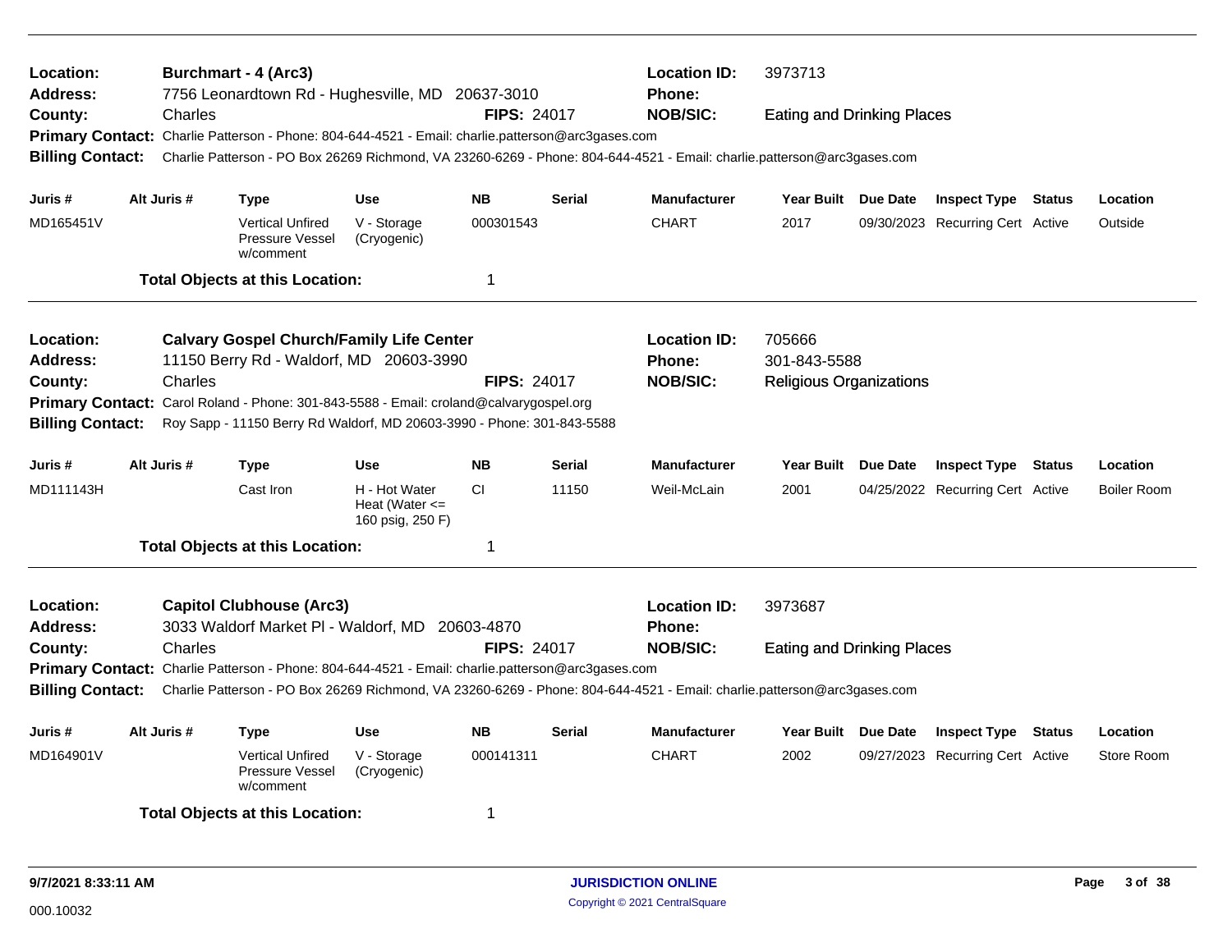**Location:** Burchmart - 4 (Arc3)
**Address:** 7756 Leonardtown Rd - Hughesville, MD 20637-3010
**County:** Charles
**FIPS:** 24017
**Location ID:** 3973713
**Phone:**
**NOB/SIC:** Eating and Drinking Places
**Primary Contact:** Charlie Patterson - Phone: 804-644-4521 - Email: charlie.patterson@arc3gases.com
**Billing Contact:** Charlie Patterson - PO Box 26269 Richmond, VA 23260-6269 - Phone: 804-644-4521 - Email: charlie.patterson@arc3gases.com

| Juris # | Alt Juris # | Type | Use | NB | Serial | Manufacturer | Year Built | Due Date | Inspect Type | Status | Location |
|---|---|---|---|---|---|---|---|---|---|---|---|
| MD165451V | | Vertical Unfired Pressure Vessel w/comment | V - Storage (Cryogenic) | 000301543 | | CHART | 2017 | 09/30/2023 | Recurring Cert | Active | Outside |

**Total Objects at this Location:** 1

---

**Location:** Calvary Gospel Church/Family Life Center
**Address:** 11150 Berry Rd - Waldorf, MD 20603-3990
**County:** Charles
**FIPS:** 24017
**Location ID:** 705666
**Phone:** 301-843-5588
**NOB/SIC:** Religious Organizations
**Primary Contact:** Carol Roland - Phone: 301-843-5588 - Email: croland@calvarygospel.org
**Billing Contact:** Roy Sapp - 11150 Berry Rd Waldorf, MD 20603-3990 - Phone: 301-843-5588

| Juris # | Alt Juris # | Type | Use | NB | Serial | Manufacturer | Year Built | Due Date | Inspect Type | Status | Location |
|---|---|---|---|---|---|---|---|---|---|---|---|
| MD111143H | | Cast Iron | H - Hot Water Heat (Water <= 160 psig, 250 F) | CI | 11150 | Weil-McLain | 2001 | 04/25/2022 | Recurring Cert | Active | Boiler Room |

**Total Objects at this Location:** 1

---

**Location:** Capitol Clubhouse (Arc3)
**Address:** 3033 Waldorf Market Pl - Waldorf, MD 20603-4870
**County:** Charles
**FIPS:** 24017
**Location ID:** 3973687
**Phone:**
**NOB/SIC:** Eating and Drinking Places
**Primary Contact:** Charlie Patterson - Phone: 804-644-4521 - Email: charlie.patterson@arc3gases.com
**Billing Contact:** Charlie Patterson - PO Box 26269 Richmond, VA 23260-6269 - Phone: 804-644-4521 - Email: charlie.patterson@arc3gases.com

| Juris # | Alt Juris # | Type | Use | NB | Serial | Manufacturer | Year Built | Due Date | Inspect Type | Status | Location |
|---|---|---|---|---|---|---|---|---|---|---|---|
| MD164901V | | Vertical Unfired Pressure Vessel w/comment | V - Storage (Cryogenic) | 000141311 | | CHART | 2002 | 09/27/2023 | Recurring Cert | Active | Store Room |

**Total Objects at this Location:** 1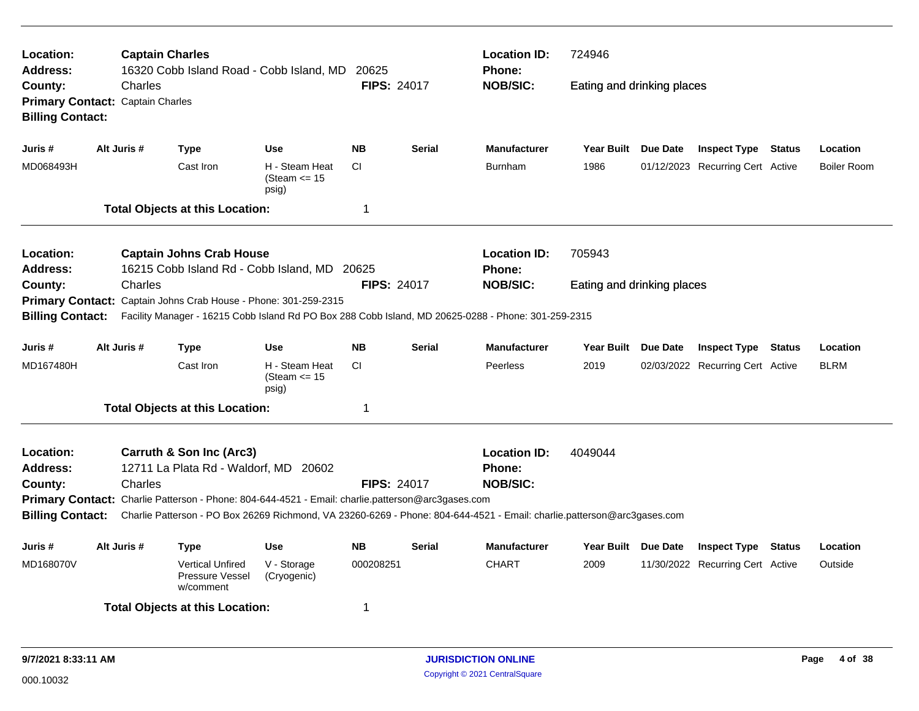**Location:** **Captain Charles**
**Address:** 16320 Cobb Island Road - Cobb Island, MD 20625
**County:** Charles **FIPS:** 24017
**Primary Contact:** Captain Charles
**Billing Contact:**

**Location ID:** 724946
**Phone:**
**NOB/SIC:** Eating and drinking places

| Juris # | Alt Juris # | Type | Use | NB | Serial | Manufacturer | Year Built | Due Date | Inspect Type | Status | Location |
|---|---|---|---|---|---|---|---|---|---|---|---|
| MD068493H | | Cast Iron | H - Steam Heat (Steam <= 15 psig) | CI | | Burnham | 1986 | 01/12/2023 | Recurring Cert | Active | Boiler Room |

**Total Objects at this Location:** 1

---

**Location:** **Captain Johns Crab House**
**Address:** 16215 Cobb Island Rd - Cobb Island, MD 20625
**County:** Charles **FIPS:** 24017
**Primary Contact:** Captain Johns Crab House - Phone: 301-259-2315
**Billing Contact:** Facility Manager - 16215 Cobb Island Rd PO Box 288 Cobb Island, MD 20625-0288 - Phone: 301-259-2315

**Location ID:** 705943
**Phone:**
**NOB/SIC:** Eating and drinking places

| Juris # | Alt Juris # | Type | Use | NB | Serial | Manufacturer | Year Built | Due Date | Inspect Type | Status | Location |
|---|---|---|---|---|---|---|---|---|---|---|---|
| MD167480H | | Cast Iron | H - Steam Heat (Steam <= 15 psig) | CI | | Peerless | 2019 | 02/03/2022 | Recurring Cert | Active | BLRM |

**Total Objects at this Location:** 1

---

**Location:** **Carruth & Son Inc (Arc3)**
**Address:** 12711 La Plata Rd - Waldorf, MD 20602
**County:** Charles **FIPS:** 24017
**Primary Contact:** Charlie Patterson - Phone: 804-644-4521 - Email: charlie.patterson@arc3gases.com
**Billing Contact:** Charlie Patterson - PO Box 26269 Richmond, VA 23260-6269 - Phone: 804-644-4521 - Email: charlie.patterson@arc3gases.com

**Location ID:** 4049044
**Phone:**
**NOB/SIC:**

| Juris # | Alt Juris # | Type | Use | NB | Serial | Manufacturer | Year Built | Due Date | Inspect Type | Status | Location |
|---|---|---|---|---|---|---|---|---|---|---|---|
| MD168070V | | Vertical Unfired Pressure Vessel w/comment | V - Storage (Cryogenic) | 000208251 | | CHART | 2009 | 11/30/2022 | Recurring Cert | Active | Outside |

**Total Objects at this Location:** 1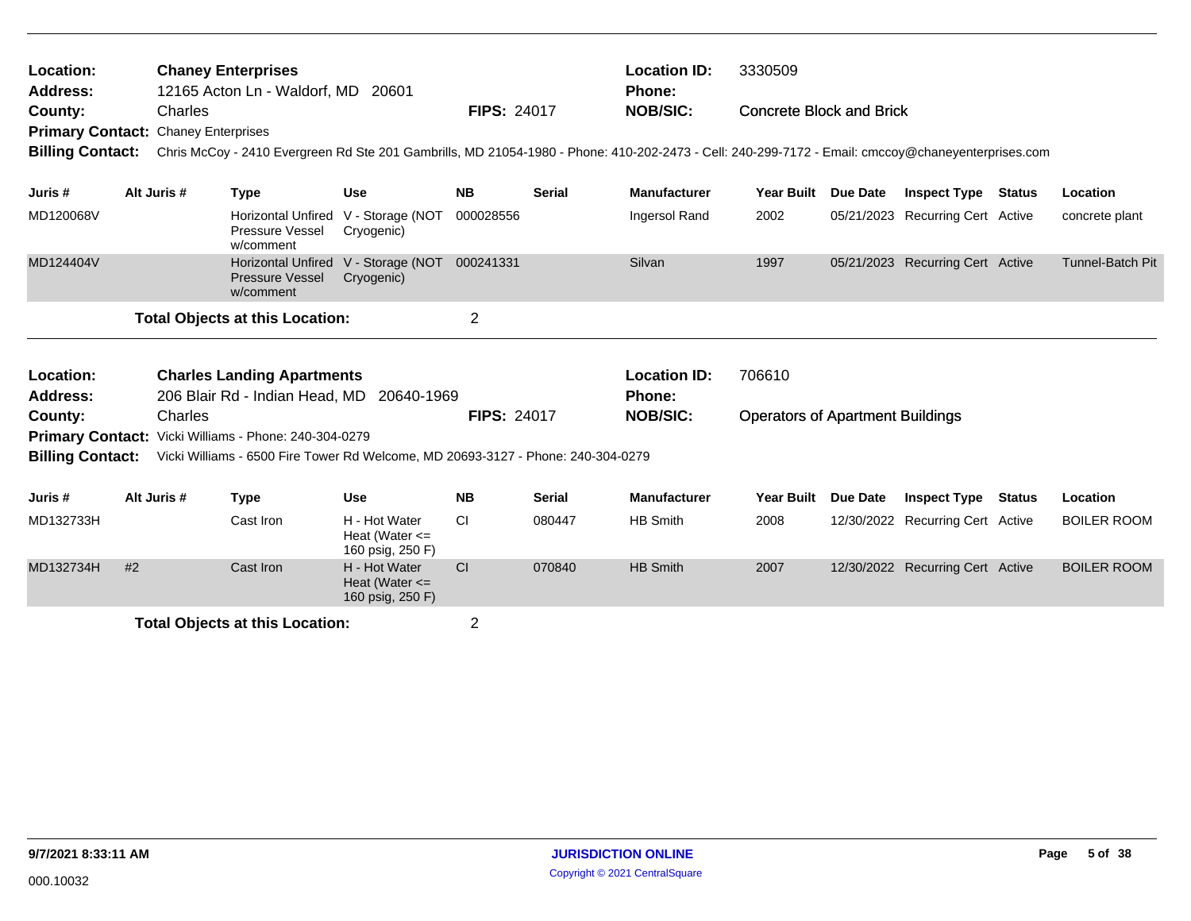**Location:** Chaney Enterprises | **Location ID:** 3330509
**Address:** 12165 Acton Ln - Waldorf, MD 20601 | **Phone:**
**County:** Charles | **FIPS:** 24017 | **NOB/SIC:** Concrete Block and Brick
**Primary Contact:** Chaney Enterprises
**Billing Contact:** Chris McCoy - 2410 Evergreen Rd Ste 201 Gambrills, MD 21054-1980 - Phone: 410-202-2473 - Cell: 240-299-7172 - Email: cmccoy@chaneyenterprises.com

| Juris # | Alt Juris # | Type | Use | NB | Serial | Manufacturer | Year Built | Due Date | Inspect Type | Status | Location |
|---|---|---|---|---|---|---|---|---|---|---|---|
| MD120068V | | Horizontal Unfired Pressure Vessel w/comment | V - Storage (NOT Cryogenic) | 000028556 | | Ingersol Rand | 2002 | 05/21/2023 | Recurring Cert | Active | concrete plant |
| MD124404V | | Horizontal Unfired Pressure Vessel w/comment | V - Storage (NOT Cryogenic) | 000241331 | | Silvan | 1997 | 05/21/2023 | Recurring Cert | Active | Tunnel-Batch Pit |

**Total Objects at this Location:** 2

---

**Location:** Charles Landing Apartments | **Location ID:** 706610
**Address:** 206 Blair Rd - Indian Head, MD 20640-1969 | **Phone:**
**County:** Charles | **FIPS:** 24017 | **NOB/SIC:** Operators of Apartment Buildings
**Primary Contact:** Vicki Williams - Phone: 240-304-0279
**Billing Contact:** Vicki Williams - 6500 Fire Tower Rd Welcome, MD 20693-3127 - Phone: 240-304-0279

| Juris # | Alt Juris # | Type | Use | NB | Serial | Manufacturer | Year Built | Due Date | Inspect Type | Status | Location |
|---|---|---|---|---|---|---|---|---|---|---|---|
| MD132733H | | Cast Iron | H - Hot Water Heat (Water <= 160 psig, 250 F) | CI | 080447 | HB Smith | 2008 | 12/30/2022 | Recurring Cert | Active | BOILER ROOM |
| MD132734H | #2 | Cast Iron | H - Hot Water Heat (Water <= 160 psig, 250 F) | CI | 070840 | HB Smith | 2007 | 12/30/2022 | Recurring Cert | Active | BOILER ROOM |

**Total Objects at this Location:** 2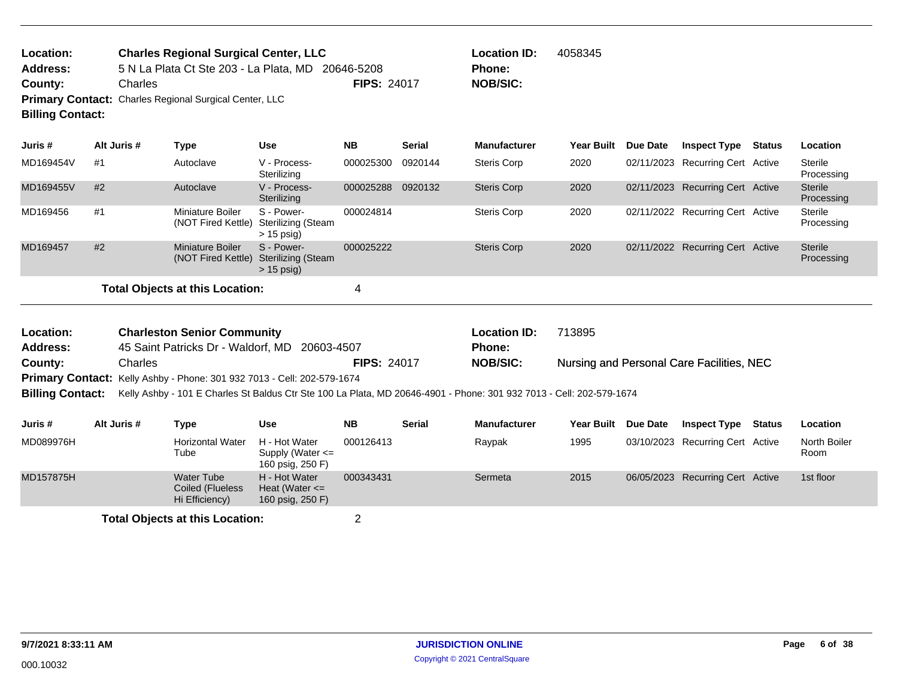**Location:** Charles Regional Surgical Center, LLC
**Address:** 5 N La Plata Ct Ste 203 - La Plata, MD 20646-5208
**County:** Charles
**FIPS:** 24017
**Location ID:** 4058345
**Phone:**
**NOB/SIC:**
**Primary Contact:** Charles Regional Surgical Center, LLC
**Billing Contact:**

| Juris # | Alt Juris # | Type | Use | NB | Serial | Manufacturer | Year Built | Due Date | Inspect Type | Status | Location |
|---|---|---|---|---|---|---|---|---|---|---|---|
| MD169454V | #1 | Autoclave | V - Process-Sterilizing | 000025300 | 0920144 | Steris Corp | 2020 | 02/11/2023 | Recurring Cert | Active | Sterile Processing |
| MD169455V | #2 | Autoclave | V - Process-Sterilizing | 000025288 | 0920132 | Steris Corp | 2020 | 02/11/2023 | Recurring Cert | Active | Sterile Processing |
| MD169456 | #1 | Miniature Boiler (NOT Fired Kettle) | S - Power-Sterilizing (Steam > 15 psig) | 000024814 | | Steris Corp | 2020 | 02/11/2022 | Recurring Cert | Active | Sterile Processing |
| MD169457 | #2 | Miniature Boiler (NOT Fired Kettle) | S - Power-Sterilizing (Steam > 15 psig) | 000025222 | | Steris Corp | 2020 | 02/11/2022 | Recurring Cert | Active | Sterile Processing |

**Total Objects at this Location:** 4

---

**Location:** Charleston Senior Community
**Address:** 45 Saint Patricks Dr - Waldorf, MD 20603-4507
**County:** Charles
**FIPS:** 24017
**Location ID:** 713895
**Phone:**
**NOB/SIC:** Nursing and Personal Care Facilities, NEC
**Primary Contact:** Kelly Ashby - Phone: 301 932 7013 - Cell: 202-579-1674
**Billing Contact:** Kelly Ashby - 101 E Charles St Baldus Ctr Ste 100 La Plata, MD 20646-4901 - Phone: 301 932 7013 - Cell: 202-579-1674

| Juris # | Alt Juris # | Type | Use | NB | Serial | Manufacturer | Year Built | Due Date | Inspect Type | Status | Location |
|---|---|---|---|---|---|---|---|---|---|---|---|
| MD089976H | | Horizontal Water Tube | H - Hot Water Supply (Water <= 160 psig, 250 F) | 000126413 | | Raypak | 1995 | 03/10/2023 | Recurring Cert | Active | North Boiler Room |
| MD157875H | | Water Tube Coiled (Flueless Hi Efficiency) | H - Hot Water Heat (Water <= 160 psig, 250 F) | 000343431 | | Sermeta | 2015 | 06/05/2023 | Recurring Cert | Active | 1st floor |

**Total Objects at this Location:** 2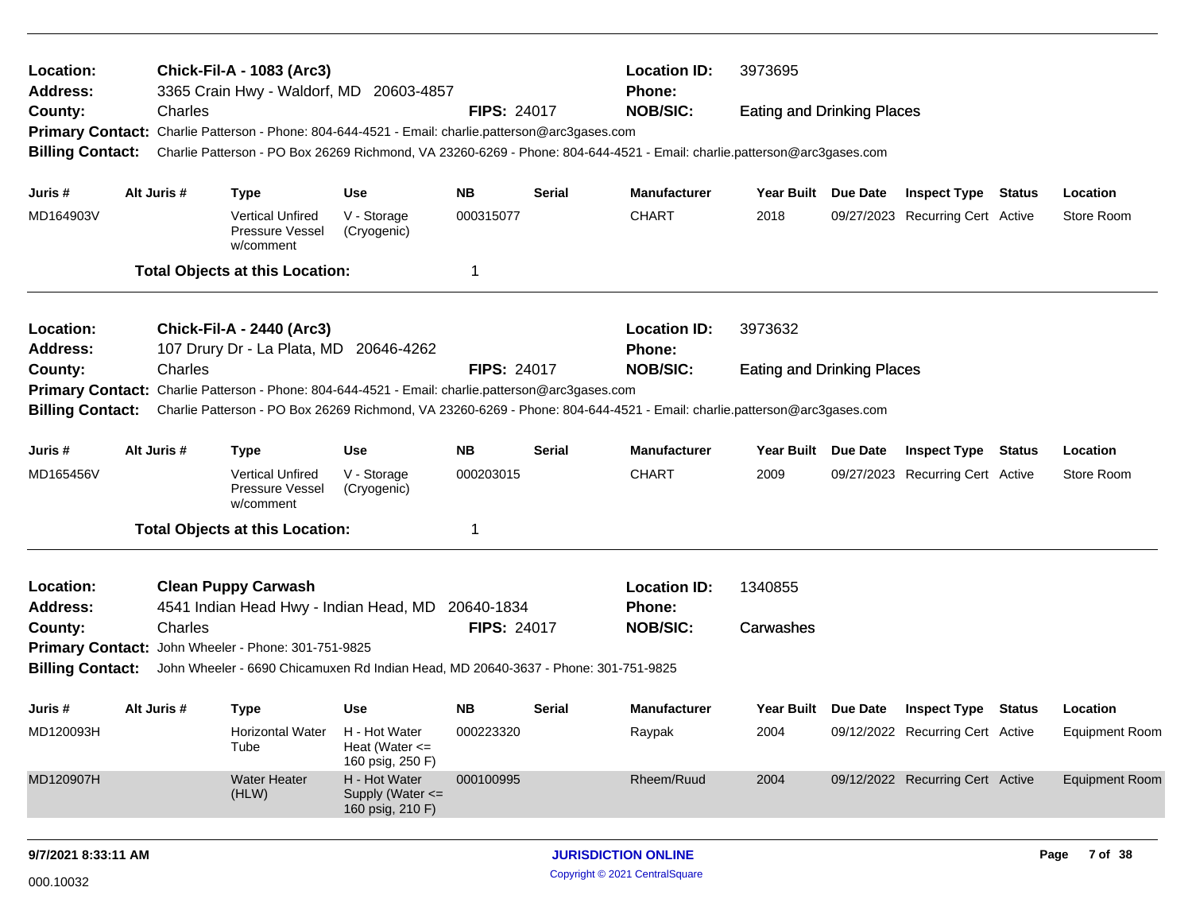**Location:** **Chick-Fil-A - 1083 (Arc3)** **Location ID:** 3973695
**Address:** 3365 Crain Hwy - Waldorf, MD 20603-4857 **Phone:**
**County:** Charles **FIPS:** 24017 **NOB/SIC:** Eating and Drinking Places
**Primary Contact:** Charlie Patterson - Phone: 804-644-4521 - Email: charlie.patterson@arc3gases.com
**Billing Contact:** Charlie Patterson - PO Box 26269 Richmond, VA 23260-6269 - Phone: 804-644-4521 - Email: charlie.patterson@arc3gases.com

| Juris # | Alt Juris # | Type | Use | NB | Serial | Manufacturer | Year Built | Due Date | Inspect Type | Status | Location |
|---|---|---|---|---|---|---|---|---|---|---|---|
| MD164903V | | Vertical Unfired Pressure Vessel w/comment | V - Storage (Cryogenic) | 000315077 | | CHART | 2018 | 09/27/2023 | Recurring Cert | Active | Store Room |

**Total Objects at this Location:** 1

---

**Location:** **Chick-Fil-A - 2440 (Arc3)** **Location ID:** 3973632
**Address:** 107 Drury Dr - La Plata, MD 20646-4262 **Phone:**
**County:** Charles **FIPS:** 24017 **NOB/SIC:** Eating and Drinking Places
**Primary Contact:** Charlie Patterson - Phone: 804-644-4521 - Email: charlie.patterson@arc3gases.com
**Billing Contact:** Charlie Patterson - PO Box 26269 Richmond, VA 23260-6269 - Phone: 804-644-4521 - Email: charlie.patterson@arc3gases.com

| Juris # | Alt Juris # | Type | Use | NB | Serial | Manufacturer | Year Built | Due Date | Inspect Type | Status | Location |
|---|---|---|---|---|---|---|---|---|---|---|---|
| MD165456V | | Vertical Unfired Pressure Vessel w/comment | V - Storage (Cryogenic) | 000203015 | | CHART | 2009 | 09/27/2023 | Recurring Cert | Active | Store Room |

**Total Objects at this Location:** 1

---

**Location:** **Clean Puppy Carwash** **Location ID:** 1340855
**Address:** 4541 Indian Head Hwy - Indian Head, MD 20640-1834 **Phone:**
**County:** Charles **FIPS:** 24017 **NOB/SIC:** Carwashes
**Primary Contact:** John Wheeler - Phone: 301-751-9825
**Billing Contact:** John Wheeler - 6690 Chicamuxen Rd Indian Head, MD 20640-3637 - Phone: 301-751-9825

| Juris # | Alt Juris # | Type | Use | NB | Serial | Manufacturer | Year Built | Due Date | Inspect Type | Status | Location |
|---|---|---|---|---|---|---|---|---|---|---|---|
| MD120093H | | Horizontal Water Tube | H - Hot Water Heat (Water <= 160 psig, 250 F) | 000223320 | | Raypak | 2004 | 09/12/2022 | Recurring Cert | Active | Equipment Room |
| MD120907H | | Water Heater (HLW) | H - Hot Water Supply (Water <= 160 psig, 210 F) | 000100995 | | Rheem/Ruud | 2004 | 09/12/2022 | Recurring Cert | Active | Equipment Room |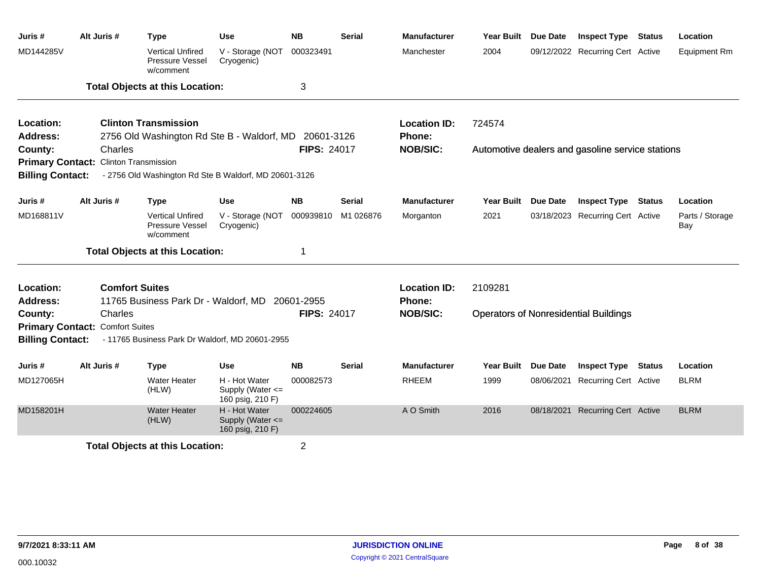| Juris # | Alt Juris # | Type | Use | NB | Serial | Manufacturer | Year Built | Due Date | Inspect Type | Status | Location |
|---|---|---|---|---|---|---|---|---|---|---|---|
| MD144285V | | Vertical Unfired Pressure Vessel w/comment | V - Storage (NOT Cryogenic) | 000323491 | | Manchester | 2004 | 09/12/2022 | Recurring Cert | Active | Equipment Rm |

**Total Objects at this Location:** 3

---

**Location:** **Clinton Transmission**
**Address:** 2756 Old Washington Rd Ste B - Waldorf, MD 20601-3126
**County:** Charles
**FIPS:** 24017
**Primary Contact:** Clinton Transmission
**Billing Contact:** - 2756 Old Washington Rd Ste B Waldorf, MD 20601-3126
**Location ID:** 724574
**Phone:**
**NOB/SIC:** Automotive dealers and gasoline service stations

| Juris # | Alt Juris # | Type | Use | NB | Serial | Manufacturer | Year Built | Due Date | Inspect Type | Status | Location |
|---|---|---|---|---|---|---|---|---|---|---|---|
| MD168811V | | Vertical Unfired Pressure Vessel w/comment | V - Storage (NOT Cryogenic) | 000939810 | M1 026876 | Morganton | 2021 | 03/18/2023 | Recurring Cert | Active | Parts / Storage Bay |

**Total Objects at this Location:** 1

---

**Location:** **Comfort Suites**
**Address:** 11765 Business Park Dr - Waldorf, MD 20601-2955
**County:** Charles
**FIPS:** 24017
**Primary Contact:** Comfort Suites
**Billing Contact:** - 11765 Business Park Dr Waldorf, MD 20601-2955
**Location ID:** 2109281
**Phone:**
**NOB/SIC:** Operators of Nonresidential Buildings

| Juris # | Alt Juris # | Type | Use | NB | Serial | Manufacturer | Year Built | Due Date | Inspect Type | Status | Location |
|---|---|---|---|---|---|---|---|---|---|---|---|
| MD127065H | | Water Heater (HLW) | H - Hot Water Supply (Water <= 160 psig, 210 F) | 000082573 | | RHEEM | 1999 | 08/06/2021 | Recurring Cert | Active | BLRM |
| MD158201H | | Water Heater (HLW) | H - Hot Water Supply (Water <= 160 psig, 210 F) | 000224605 | | A O Smith | 2016 | 08/18/2021 | Recurring Cert | Active | BLRM |

**Total Objects at this Location:** 2

9/7/2021 8:33:11 AM
000.10032
JURISDICTION ONLINE
Copyright © 2021 CentralSquare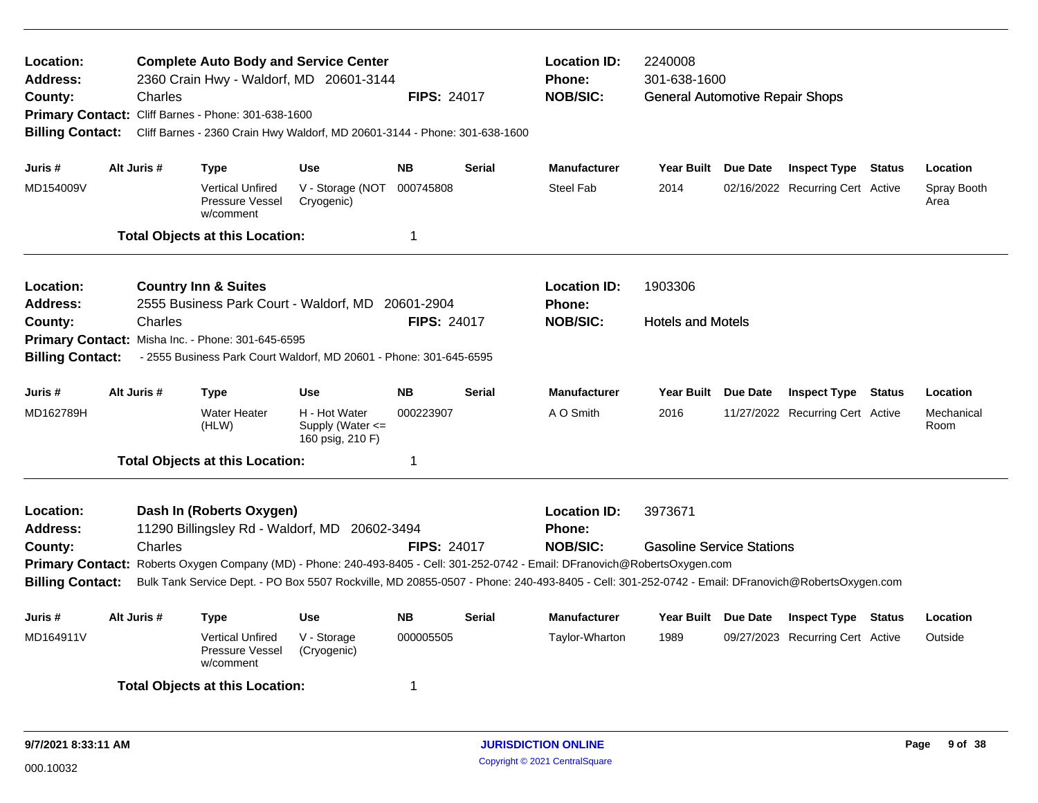**Location:** **Complete Auto Body and Service Center**
**Address:** 2360 Crain Hwy - Waldorf, MD 20601-3144
**County:** Charles
**FIPS:** 24017
**Location ID:** 2240008
**Phone:** 301-638-1600
**NOB/SIC:** General Automotive Repair Shops
**Primary Contact:** Cliff Barnes - Phone: 301-638-1600
**Billing Contact:** Cliff Barnes - 2360 Crain Hwy Waldorf, MD 20601-3144 - Phone: 301-638-1600

| Juris # | Alt Juris # | Type | Use | NB | Serial | Manufacturer | Year Built | Due Date | Inspect Type | Status | Location |
|---|---|---|---|---|---|---|---|---|---|---|---|
| MD154009V | | Vertical Unfired Pressure Vessel w/comment | V - Storage (NOT Cryogenic) | 000745808 | | Steel Fab | 2014 | 02/16/2022 | Recurring Cert | Active | Spray Booth Area |

**Total Objects at this Location:** 1

---

**Location:** **Country Inn & Suites**
**Address:** 2555 Business Park Court - Waldorf, MD 20601-2904
**County:** Charles
**FIPS:** 24017
**Location ID:** 1903306
**Phone:**
**NOB/SIC:** Hotels and Motels
**Primary Contact:** Misha Inc. - Phone: 301-645-6595
**Billing Contact:** - 2555 Business Park Court Waldorf, MD 20601 - Phone: 301-645-6595

| Juris # | Alt Juris # | Type | Use | NB | Serial | Manufacturer | Year Built | Due Date | Inspect Type | Status | Location |
|---|---|---|---|---|---|---|---|---|---|---|---|
| MD162789H | | Water Heater (HLW) | H - Hot Water Supply (Water <= 160 psig, 210 F) | 000223907 | | A O Smith | 2016 | 11/27/2022 | Recurring Cert | Active | Mechanical Room |

**Total Objects at this Location:** 1

---

**Location:** **Dash In (Roberts Oxygen)**
**Address:** 11290 Billingsley Rd - Waldorf, MD 20602-3494
**County:** Charles
**FIPS:** 24017
**Location ID:** 3973671
**Phone:**
**NOB/SIC:** Gasoline Service Stations
**Primary Contact:** Roberts Oxygen Company (MD) - Phone: 240-493-8405 - Cell: 301-252-0742 - Email: DFranovich@RobertsOxygen.com
**Billing Contact:** Bulk Tank Service Dept. - PO Box 5507 Rockville, MD 20855-0507 - Phone: 240-493-8405 - Cell: 301-252-0742 - Email: DFranovich@RobertsOxygen.com

| Juris # | Alt Juris # | Type | Use | NB | Serial | Manufacturer | Year Built | Due Date | Inspect Type | Status | Location |
|---|---|---|---|---|---|---|---|---|---|---|---|
| MD164911V | | Vertical Unfired Pressure Vessel w/comment | V - Storage (Cryogenic) | 000005505 | | Taylor-Wharton | 1989 | 09/27/2023 | Recurring Cert | Active | Outside |

**Total Objects at this Location:** 1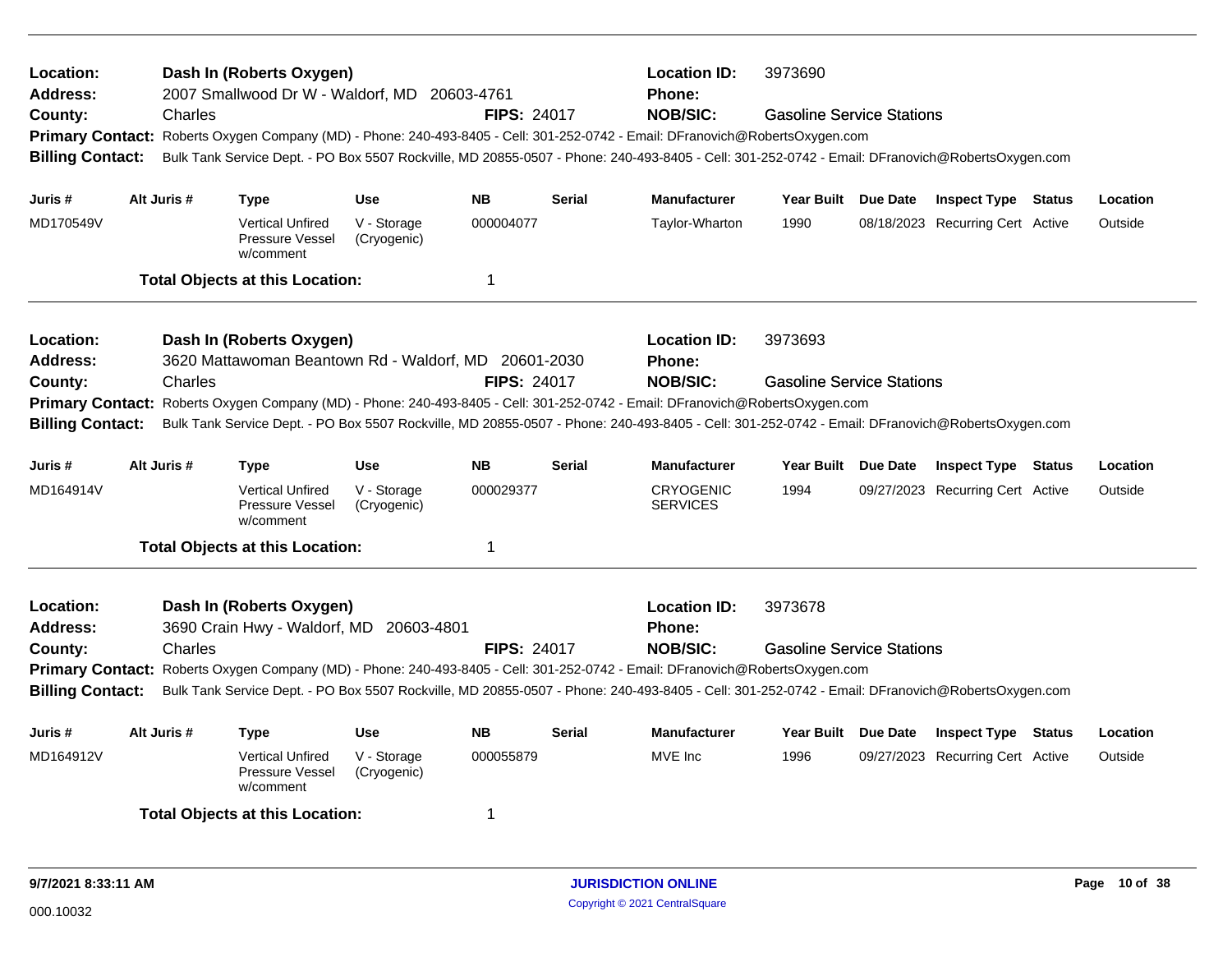**Location:** Dash In (Roberts Oxygen) **Location ID:** 3973690
**Address:** 2007 Smallwood Dr W - Waldorf, MD 20603-4761 **Phone:**
**County:** Charles **FIPS:** 24017 **NOB/SIC:** Gasoline Service Stations
**Primary Contact:** Roberts Oxygen Company (MD) - Phone: 240-493-8405 - Cell: 301-252-0742 - Email: DFranovich@RobertsOxygen.com
**Billing Contact:** Bulk Tank Service Dept. - PO Box 5507 Rockville, MD 20855-0507 - Phone: 240-493-8405 - Cell: 301-252-0742 - Email: DFranovich@RobertsOxygen.com

| Juris # | Alt Juris # | Type | Use | NB | Serial | Manufacturer | Year Built | Due Date | Inspect Type | Status | Location |
|---|---|---|---|---|---|---|---|---|---|---|---|
| MD170549V | | Vertical Unfired Pressure Vessel w/comment | V - Storage (Cryogenic) | 000004077 | | Taylor-Wharton | 1990 | 08/18/2023 | Recurring Cert | Active | Outside |

**Total Objects at this Location:** 1

---

**Location:** Dash In (Roberts Oxygen) **Location ID:** 3973693
**Address:** 3620 Mattawoman Beantown Rd - Waldorf, MD 20601-2030 **Phone:**
**County:** Charles **FIPS:** 24017 **NOB/SIC:** Gasoline Service Stations
**Primary Contact:** Roberts Oxygen Company (MD) - Phone: 240-493-8405 - Cell: 301-252-0742 - Email: DFranovich@RobertsOxygen.com
**Billing Contact:** Bulk Tank Service Dept. - PO Box 5507 Rockville, MD 20855-0507 - Phone: 240-493-8405 - Cell: 301-252-0742 - Email: DFranovich@RobertsOxygen.com

| Juris # | Alt Juris # | Type | Use | NB | Serial | Manufacturer | Year Built | Due Date | Inspect Type | Status | Location |
|---|---|---|---|---|---|---|---|---|---|---|---|
| MD164914V | | Vertical Unfired Pressure Vessel w/comment | V - Storage (Cryogenic) | 000029377 | | CRYOGENIC SERVICES | 1994 | 09/27/2023 | Recurring Cert | Active | Outside |

**Total Objects at this Location:** 1

---

**Location:** Dash In (Roberts Oxygen) **Location ID:** 3973678
**Address:** 3690 Crain Hwy - Waldorf, MD 20603-4801 **Phone:**
**County:** Charles **FIPS:** 24017 **NOB/SIC:** Gasoline Service Stations
**Primary Contact:** Roberts Oxygen Company (MD) - Phone: 240-493-8405 - Cell: 301-252-0742 - Email: DFranovich@RobertsOxygen.com
**Billing Contact:** Bulk Tank Service Dept. - PO Box 5507 Rockville, MD 20855-0507 - Phone: 240-493-8405 - Cell: 301-252-0742 - Email: DFranovich@RobertsOxygen.com

| Juris # | Alt Juris # | Type | Use | NB | Serial | Manufacturer | Year Built | Due Date | Inspect Type | Status | Location |
|---|---|---|---|---|---|---|---|---|---|---|---|
| MD164912V | | Vertical Unfired Pressure Vessel w/comment | V - Storage (Cryogenic) | 000055879 | | MVE Inc | 1996 | 09/27/2023 | Recurring Cert | Active | Outside |

**Total Objects at this Location:** 1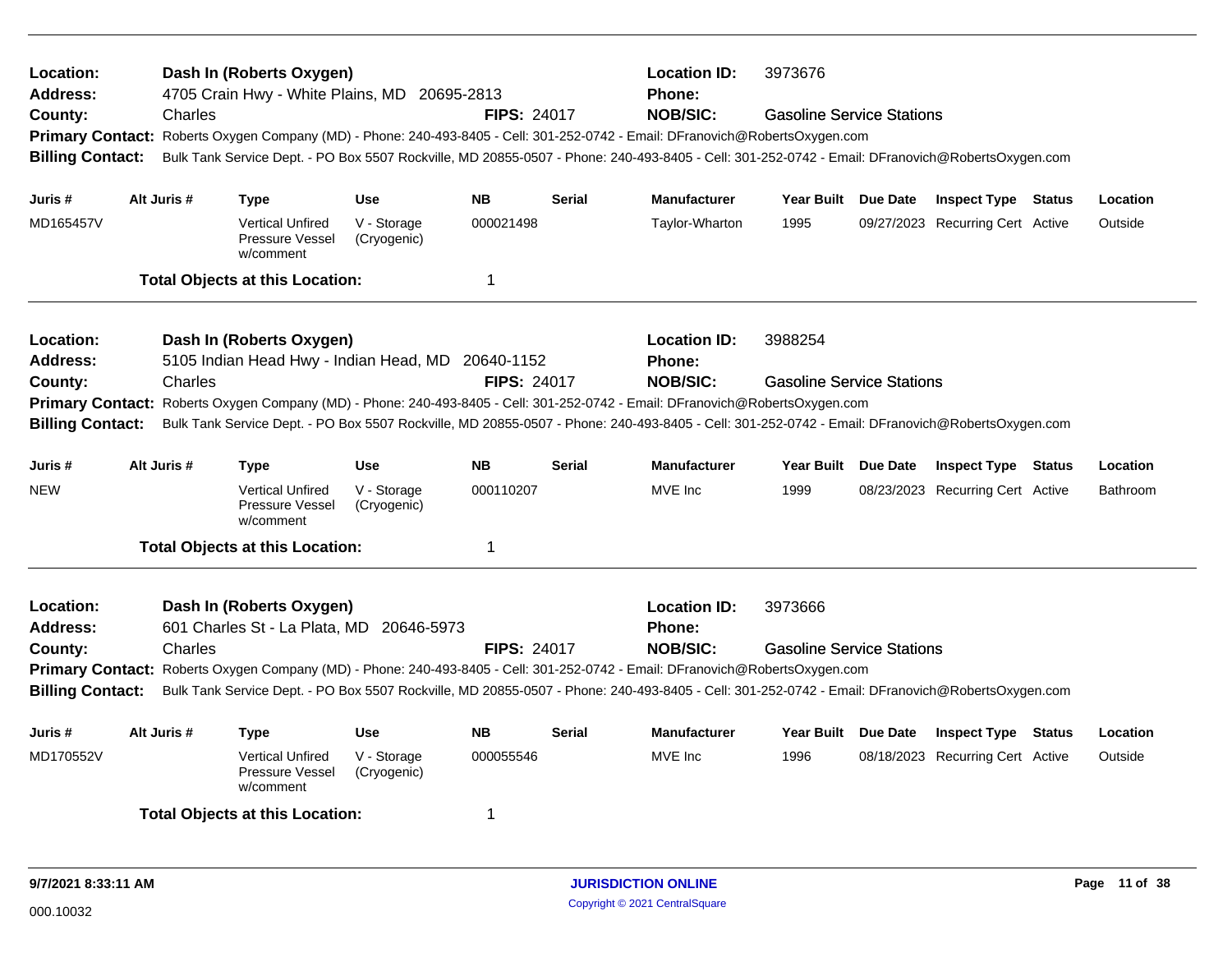**Location:** Dash In (Roberts Oxygen)
**Location ID:** 3973676
**Address:** 4705 Crain Hwy - White Plains, MD 20695-2813
**Phone:**
**County:** Charles
**FIPS:** 24017
**NOB/SIC:** Gasoline Service Stations
**Primary Contact:** Roberts Oxygen Company (MD) - Phone: 240-493-8405 - Cell: 301-252-0742 - Email: DFranovich@RobertsOxygen.com
**Billing Contact:** Bulk Tank Service Dept. - PO Box 5507 Rockville, MD 20855-0507 - Phone: 240-493-8405 - Cell: 301-252-0742 - Email: DFranovich@RobertsOxygen.com

| Juris # | Alt Juris # | Type | Use | NB | Serial | Manufacturer | Year Built | Due Date | Inspect Type | Status | Location |
|---|---|---|---|---|---|---|---|---|---|---|---|
| MD165457V | | Vertical Unfired Pressure Vessel w/comment | V - Storage (Cryogenic) | 000021498 | | Taylor-Wharton | 1995 | 09/27/2023 | Recurring Cert | Active | Outside |

**Total Objects at this Location:** 1

---

**Location:** Dash In (Roberts Oxygen)
**Location ID:** 3988254
**Address:** 5105 Indian Head Hwy - Indian Head, MD 20640-1152
**Phone:**
**County:** Charles
**FIPS:** 24017
**NOB/SIC:** Gasoline Service Stations
**Primary Contact:** Roberts Oxygen Company (MD) - Phone: 240-493-8405 - Cell: 301-252-0742 - Email: DFranovich@RobertsOxygen.com
**Billing Contact:** Bulk Tank Service Dept. - PO Box 5507 Rockville, MD 20855-0507 - Phone: 240-493-8405 - Cell: 301-252-0742 - Email: DFranovich@RobertsOxygen.com

| Juris # | Alt Juris # | Type | Use | NB | Serial | Manufacturer | Year Built | Due Date | Inspect Type | Status | Location |
|---|---|---|---|---|---|---|---|---|---|---|---|
| NEW | | Vertical Unfired Pressure Vessel w/comment | V - Storage (Cryogenic) | 000110207 | | MVE Inc | 1999 | 08/23/2023 | Recurring Cert | Active | Bathroom |

**Total Objects at this Location:** 1

---

**Location:** Dash In (Roberts Oxygen)
**Location ID:** 3973666
**Address:** 601 Charles St - La Plata, MD 20646-5973
**Phone:**
**County:** Charles
**FIPS:** 24017
**NOB/SIC:** Gasoline Service Stations
**Primary Contact:** Roberts Oxygen Company (MD) - Phone: 240-493-8405 - Cell: 301-252-0742 - Email: DFranovich@RobertsOxygen.com
**Billing Contact:** Bulk Tank Service Dept. - PO Box 5507 Rockville, MD 20855-0507 - Phone: 240-493-8405 - Cell: 301-252-0742 - Email: DFranovich@RobertsOxygen.com

| Juris # | Alt Juris # | Type | Use | NB | Serial | Manufacturer | Year Built | Due Date | Inspect Type | Status | Location |
|---|---|---|---|---|---|---|---|---|---|---|---|
| MD170552V | | Vertical Unfired Pressure Vessel w/comment | V - Storage (Cryogenic) | 000055546 | | MVE Inc | 1996 | 08/18/2023 | Recurring Cert | Active | Outside |

**Total Objects at this Location:** 1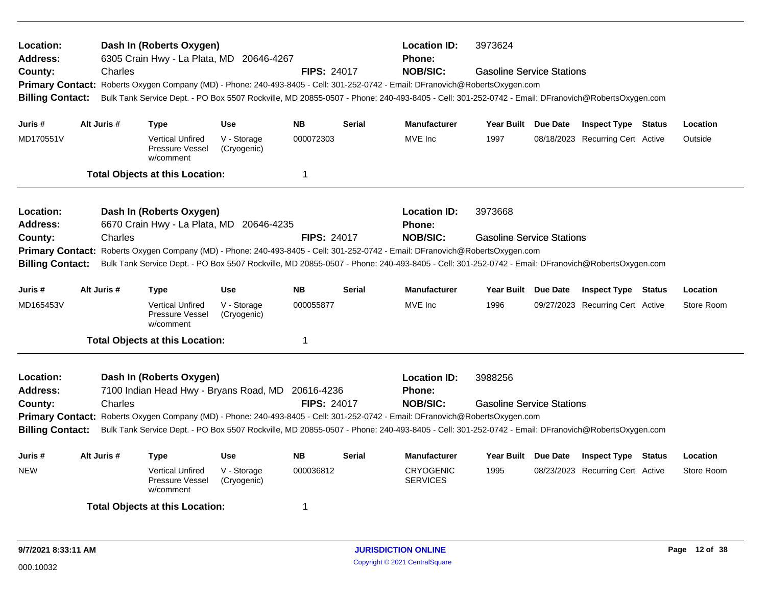**Location:** Dash In (Roberts Oxygen) **Location ID:** 3973624
**Address:** 6305 Crain Hwy - La Plata, MD 20646-4267 **Phone:**
**County:** Charles **FIPS:** 24017 **NOB/SIC:** Gasoline Service Stations
**Primary Contact:** Roberts Oxygen Company (MD) - Phone: 240-493-8405 - Cell: 301-252-0742 - Email: DFranovich@RobertsOxygen.com
**Billing Contact:** Bulk Tank Service Dept. - PO Box 5507 Rockville, MD 20855-0507 - Phone: 240-493-8405 - Cell: 301-252-0742 - Email: DFranovich@RobertsOxygen.com

| Juris # | Alt Juris # | Type | Use | NB | Serial | Manufacturer | Year Built | Due Date | Inspect Type | Status | Location |
|---|---|---|---|---|---|---|---|---|---|---|---|
| MD170551V | | Vertical Unfired Pressure Vessel w/comment | V - Storage (Cryogenic) | 000072303 | | MVE Inc | 1997 | 08/18/2023 | Recurring Cert | Active | Outside |

**Total Objects at this Location:** 1

---

**Location:** Dash In (Roberts Oxygen) **Location ID:** 3973668
**Address:** 6670 Crain Hwy - La Plata, MD 20646-4235 **Phone:**
**County:** Charles **FIPS:** 24017 **NOB/SIC:** Gasoline Service Stations
**Primary Contact:** Roberts Oxygen Company (MD) - Phone: 240-493-8405 - Cell: 301-252-0742 - Email: DFranovich@RobertsOxygen.com
**Billing Contact:** Bulk Tank Service Dept. - PO Box 5507 Rockville, MD 20855-0507 - Phone: 240-493-8405 - Cell: 301-252-0742 - Email: DFranovich@RobertsOxygen.com

| Juris # | Alt Juris # | Type | Use | NB | Serial | Manufacturer | Year Built | Due Date | Inspect Type | Status | Location |
|---|---|---|---|---|---|---|---|---|---|---|---|
| MD165453V | | Vertical Unfired Pressure Vessel w/comment | V - Storage (Cryogenic) | 000055877 | | MVE Inc | 1996 | 09/27/2023 | Recurring Cert | Active | Store Room |

**Total Objects at this Location:** 1

---

**Location:** Dash In (Roberts Oxygen) **Location ID:** 3988256
**Address:** 7100 Indian Head Hwy - Bryans Road, MD 20616-4236 **Phone:**
**County:** Charles **FIPS:** 24017 **NOB/SIC:** Gasoline Service Stations
**Primary Contact:** Roberts Oxygen Company (MD) - Phone: 240-493-8405 - Cell: 301-252-0742 - Email: DFranovich@RobertsOxygen.com
**Billing Contact:** Bulk Tank Service Dept. - PO Box 5507 Rockville, MD 20855-0507 - Phone: 240-493-8405 - Cell: 301-252-0742 - Email: DFranovich@RobertsOxygen.com

| Juris # | Alt Juris # | Type | Use | NB | Serial | Manufacturer | Year Built | Due Date | Inspect Type | Status | Location |
|---|---|---|---|---|---|---|---|---|---|---|---|
| NEW | | Vertical Unfired Pressure Vessel w/comment | V - Storage (Cryogenic) | 000036812 | | CRYOGENIC SERVICES | 1995 | 08/23/2023 | Recurring Cert | Active | Store Room |

**Total Objects at this Location:** 1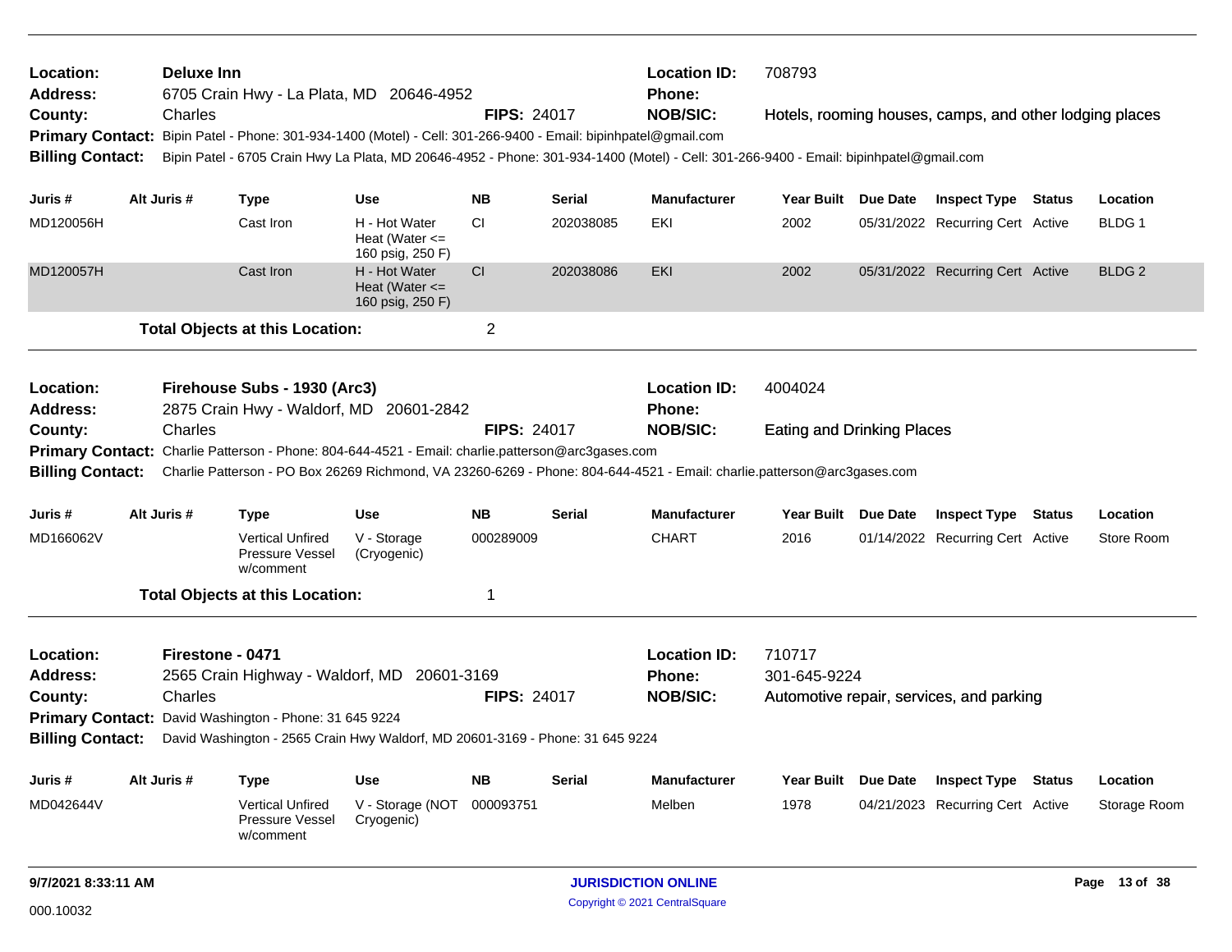**Location:** Deluxe Inn
**Address:** 6705 Crain Hwy - La Plata, MD 20646-4952
**County:** Charles
**FIPS:** 24017
**Location ID:** 708793
**Phone:**
**NOB/SIC:** Hotels, rooming houses, camps, and other lodging places
**Primary Contact:** Bipin Patel - Phone: 301-934-1400 (Motel) - Cell: 301-266-9400 - Email: bipinhpatel@gmail.com
**Billing Contact:** Bipin Patel - 6705 Crain Hwy La Plata, MD 20646-4952 - Phone: 301-934-1400 (Motel) - Cell: 301-266-9400 - Email: bipinhpatel@gmail.com

| Juris # | Alt Juris # | Type | Use | NB | Serial | Manufacturer | Year Built | Due Date | Inspect Type | Status | Location |
|---|---|---|---|---|---|---|---|---|---|---|---|
| MD120056H | | Cast Iron | H - Hot Water Heat (Water <= 160 psig, 250 F) | CI | 202038085 | EKI | 2002 | 05/31/2022 | Recurring Cert | Active | BLDG 1 |
| MD120057H | | Cast Iron | H - Hot Water Heat (Water <= 160 psig, 250 F) | CI | 202038086 | EKI | 2002 | 05/31/2022 | Recurring Cert | Active | BLDG 2 |

**Total Objects at this Location:** 2

---

**Location:** Firehouse Subs - 1930 (Arc3)
**Address:** 2875 Crain Hwy - Waldorf, MD 20601-2842
**County:** Charles
**FIPS:** 24017
**Location ID:** 4004024
**Phone:**
**NOB/SIC:** Eating and Drinking Places
**Primary Contact:** Charlie Patterson - Phone: 804-644-4521 - Email: charlie.patterson@arc3gases.com
**Billing Contact:** Charlie Patterson - PO Box 26269 Richmond, VA 23260-6269 - Phone: 804-644-4521 - Email: charlie.patterson@arc3gases.com

| Juris # | Alt Juris # | Type | Use | NB | Serial | Manufacturer | Year Built | Due Date | Inspect Type | Status | Location |
|---|---|---|---|---|---|---|---|---|---|---|---|
| MD166062V | | Vertical Unfired Pressure Vessel w/comment | V - Storage (Cryogenic) | 000289009 | | CHART | 2016 | 01/14/2022 | Recurring Cert | Active | Store Room |

**Total Objects at this Location:** 1

---

**Location:** Firestone - 0471
**Address:** 2565 Crain Highway - Waldorf, MD 20601-3169
**County:** Charles
**FIPS:** 24017
**Location ID:** 710717
**Phone:** 301-645-9224
**NOB/SIC:** Automotive repair, services, and parking
**Primary Contact:** David Washington - Phone: 31 645 9224
**Billing Contact:** David Washington - 2565 Crain Hwy Waldorf, MD 20601-3169 - Phone: 31 645 9224

| Juris # | Alt Juris # | Type | Use | NB | Serial | Manufacturer | Year Built | Due Date | Inspect Type | Status | Location |
|---|---|---|---|---|---|---|---|---|---|---|---|
| MD042644V | | Vertical Unfired Pressure Vessel w/comment | V - Storage (NOT Cryogenic) | 000093751 | | Melben | 1978 | 04/21/2023 | Recurring Cert | Active | Storage Room |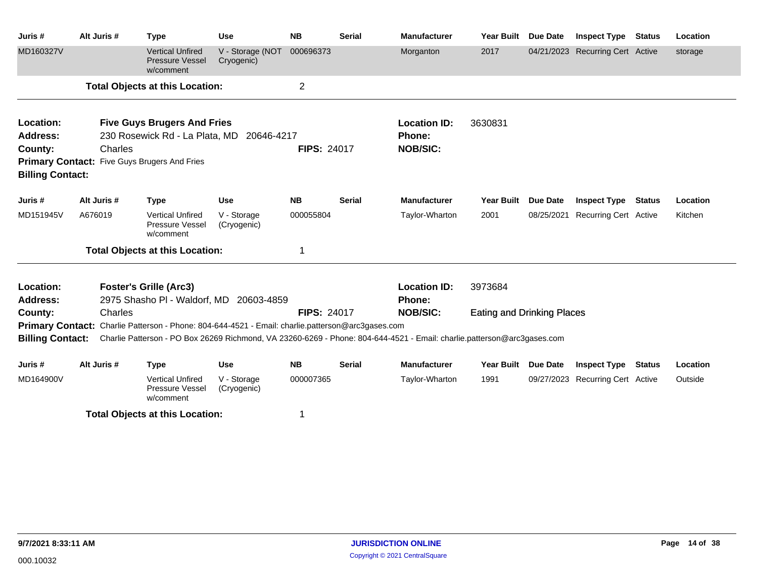| Juris # | Alt Juris # | Type | Use | NB | Serial | Manufacturer | Year Built | Due Date | Inspect Type | Status | Location |
|---|---|---|---|---|---|---|---|---|---|---|---|
| MD160327V | | Vertical Unfired Pressure Vessel w/comment | V - Storage (NOT Cryogenic) | 000696373 | | Morganton | 2017 | 04/21/2023 | Recurring Cert | Active | storage |

**Total Objects at this Location:** 2

---

**Location:** **Five Guys Brugers And Fries**
**Location ID:** 3630831
**Address:** 230 Rosewick Rd - La Plata, MD 20646-4217
**Phone:**
**County:** Charles
**FIPS:** 24017
**NOB/SIC:**
**Primary Contact:** Five Guys Brugers And Fries
**Billing Contact:**

| Juris # | Alt Juris # | Type | Use | NB | Serial | Manufacturer | Year Built | Due Date | Inspect Type | Status | Location |
|---|---|---|---|---|---|---|---|---|---|---|---|
| MD151945V | A676019 | Vertical Unfired Pressure Vessel w/comment | V - Storage (Cryogenic) | 000055804 | | Taylor-Wharton | 2001 | 08/25/2021 | Recurring Cert | Active | Kitchen |

**Total Objects at this Location:** 1

---

**Location:** **Foster's Grille (Arc3)**
**Location ID:** 3973684
**Address:** 2975 Shasho Pl - Waldorf, MD 20603-4859
**Phone:**
**County:** Charles
**FIPS:** 24017
**NOB/SIC:** Eating and Drinking Places
**Primary Contact:** Charlie Patterson - Phone: 804-644-4521 - Email: charlie.patterson@arc3gases.com
**Billing Contact:** Charlie Patterson - PO Box 26269 Richmond, VA 23260-6269 - Phone: 804-644-4521 - Email: charlie.patterson@arc3gases.com

| Juris # | Alt Juris # | Type | Use | NB | Serial | Manufacturer | Year Built | Due Date | Inspect Type | Status | Location |
|---|---|---|---|---|---|---|---|---|---|---|---|
| MD164900V | | Vertical Unfired Pressure Vessel w/comment | V - Storage (Cryogenic) | 000007365 | | Taylor-Wharton | 1991 | 09/27/2023 | Recurring Cert | Active | Outside |

**Total Objects at this Location:** 1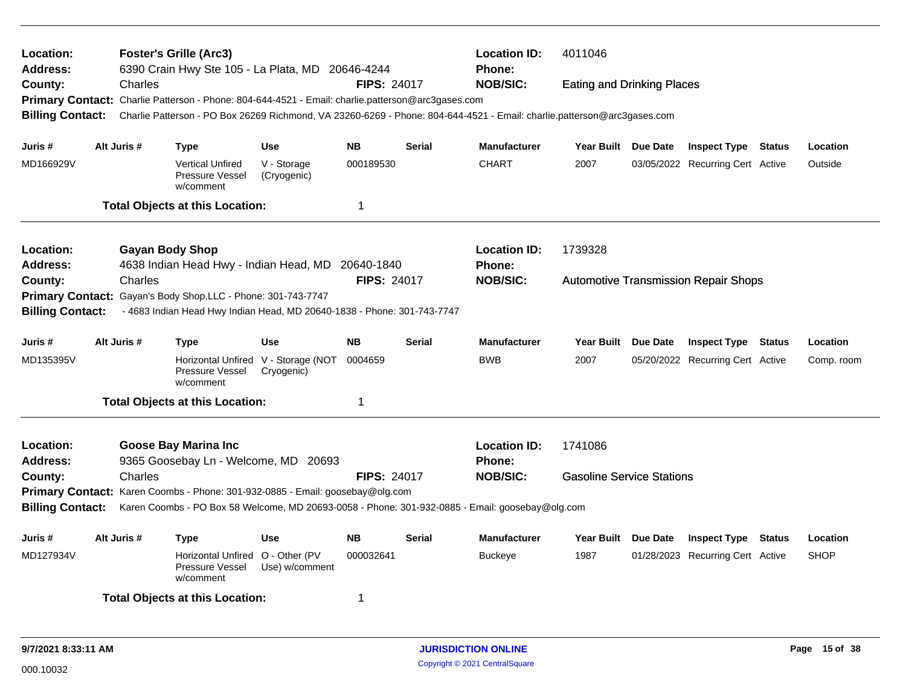**Location:** **Foster's Grille (Arc3)** **Location ID:** 4011046
**Address:** 6390 Crain Hwy Ste 105 - La Plata, MD 20646-4244 **Phone:**
**County:** Charles **FIPS:** 24017 **NOB/SIC:** Eating and Drinking Places
**Primary Contact:** Charlie Patterson - Phone: 804-644-4521 - Email: charlie.patterson@arc3gases.com
**Billing Contact:** Charlie Patterson - PO Box 26269 Richmond, VA 23260-6269 - Phone: 804-644-4521 - Email: charlie.patterson@arc3gases.com

| Juris # | Alt Juris # | Type | Use | NB | Serial | Manufacturer | Year Built | Due Date | Inspect Type | Status | Location |
|---|---|---|---|---|---|---|---|---|---|---|---|
| MD166929V | | Vertical Unfired Pressure Vessel w/comment | V - Storage (Cryogenic) | 000189530 | | CHART | 2007 | 03/05/2022 | Recurring Cert | Active | Outside |

**Total Objects at this Location:** 1

---

**Location:** **Gayan Body Shop** **Location ID:** 1739328
**Address:** 4638 Indian Head Hwy - Indian Head, MD 20640-1840 **Phone:**
**County:** Charles **FIPS:** 24017 **NOB/SIC:** Automotive Transmission Repair Shops
**Primary Contact:** Gayan's Body Shop,LLC - Phone: 301-743-7747
**Billing Contact:** - 4683 Indian Head Hwy Indian Head, MD 20640-1838 - Phone: 301-743-7747

| Juris # | Alt Juris # | Type | Use | NB | Serial | Manufacturer | Year Built | Due Date | Inspect Type | Status | Location |
|---|---|---|---|---|---|---|---|---|---|---|---|
| MD135395V | | Horizontal Unfired Pressure Vessel w/comment | V - Storage (NOT Cryogenic) | 0004659 | | BWB | 2007 | 05/20/2022 | Recurring Cert | Active | Comp. room |

**Total Objects at this Location:** 1

---

**Location:** **Goose Bay Marina Inc** **Location ID:** 1741086
**Address:** 9365 Goosebay Ln - Welcome, MD 20693 **Phone:**
**County:** Charles **FIPS:** 24017 **NOB/SIC:** Gasoline Service Stations
**Primary Contact:** Karen Coombs - Phone: 301-932-0885 - Email: goosebay@olg.com
**Billing Contact:** Karen Coombs - PO Box 58 Welcome, MD 20693-0058 - Phone: 301-932-0885 - Email: goosebay@olg.com

| Juris # | Alt Juris # | Type | Use | NB | Serial | Manufacturer | Year Built | Due Date | Inspect Type | Status | Location |
|---|---|---|---|---|---|---|---|---|---|---|---|
| MD127934V | | Horizontal Unfired Pressure Vessel w/comment | O - Other (PV Use) w/comment | 000032641 | | Buckeye | 1987 | 01/28/2023 | Recurring Cert | Active | SHOP |

**Total Objects at this Location:** 1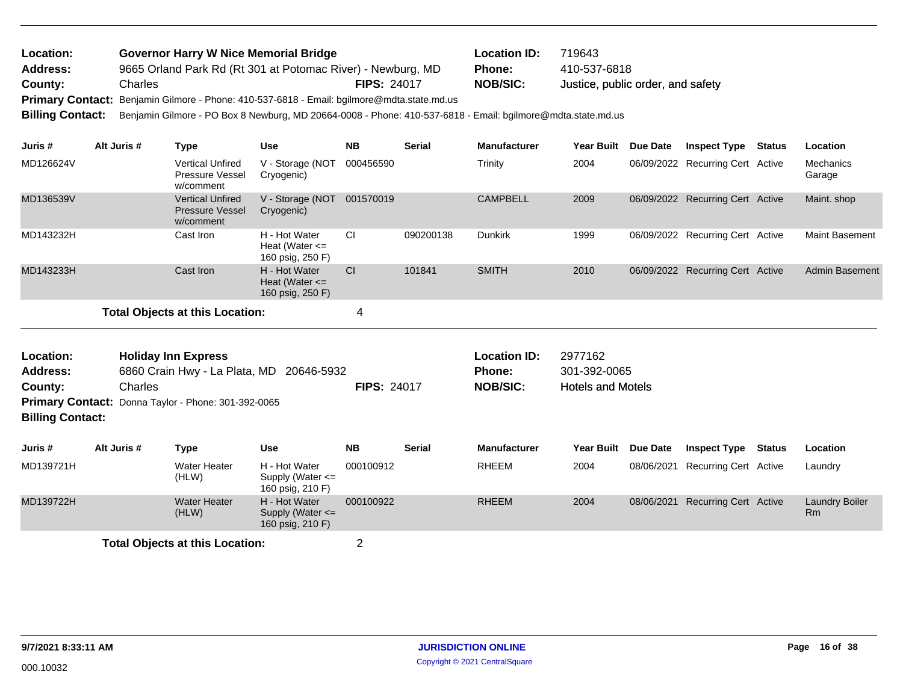**Location:** Governor Harry W Nice Memorial Bridge  
**Address:** 9665 Orland Park Rd (Rt 301 at Potomac River) - Newburg, MD  
**County:** Charles  
**FIPS:** 24017  
**Location ID:** 719643  
**Phone:** 410-537-6818  
**NOB/SIC:** Justice, public order, and safety  
**Primary Contact:** Benjamin Gilmore - Phone: 410-537-6818 - Email: bgilmore@mdta.state.md.us  
**Billing Contact:** Benjamin Gilmore - PO Box 8 Newburg, MD 20664-0008 - Phone: 410-537-6818 - Email: bgilmore@mdta.state.md.us

| Juris # | Alt Juris # | Type | Use | NB | Serial | Manufacturer | Year Built | Due Date | Inspect Type | Status | Location |
|---|---|---|---|---|---|---|---|---|---|---|---|
| MD126624V | | Vertical Unfired Pressure Vessel w/comment | V - Storage (NOT Cryogenic) | 000456590 | | Trinity | 2004 | 06/09/2022 | Recurring Cert | Active | Mechanics Garage |
| MD136539V | | Vertical Unfired Pressure Vessel w/comment | V - Storage (NOT Cryogenic) | 001570019 | | CAMPBELL | 2009 | 06/09/2022 | Recurring Cert | Active | Maint. shop |
| MD143232H | | Cast Iron | H - Hot Water Heat (Water <= 160 psig, 250 F) | CI | 090200138 | Dunkirk | 1999 | 06/09/2022 | Recurring Cert | Active | Maint Basement |
| MD143233H | | Cast Iron | H - Hot Water Heat (Water <= 160 psig, 250 F) | CI | 101841 | SMITH | 2010 | 06/09/2022 | Recurring Cert | Active | Admin Basement |

**Total Objects at this Location:** 4

---

**Location:** Holiday Inn Express  
**Address:** 6860 Crain Hwy - La Plata, MD 20646-5932  
**County:** Charles  
**FIPS:** 24017  
**Location ID:** 2977162  
**Phone:** 301-392-0065  
**NOB/SIC:** Hotels and Motels  
**Primary Contact:** Donna Taylor - Phone: 301-392-0065  
**Billing Contact:**

| Juris # | Alt Juris # | Type | Use | NB | Serial | Manufacturer | Year Built | Due Date | Inspect Type | Status | Location |
|---|---|---|---|---|---|---|---|---|---|---|---|
| MD139721H | | Water Heater (HLW) | H - Hot Water Supply (Water <= 160 psig, 210 F) | 000100912 | | RHEEM | 2004 | 08/06/2021 | Recurring Cert | Active | Laundry |
| MD139722H | | Water Heater (HLW) | H - Hot Water Supply (Water <= 160 psig, 210 F) | 000100922 | | RHEEM | 2004 | 08/06/2021 | Recurring Cert | Active | Laundry Boiler Rm |

**Total Objects at this Location:** 2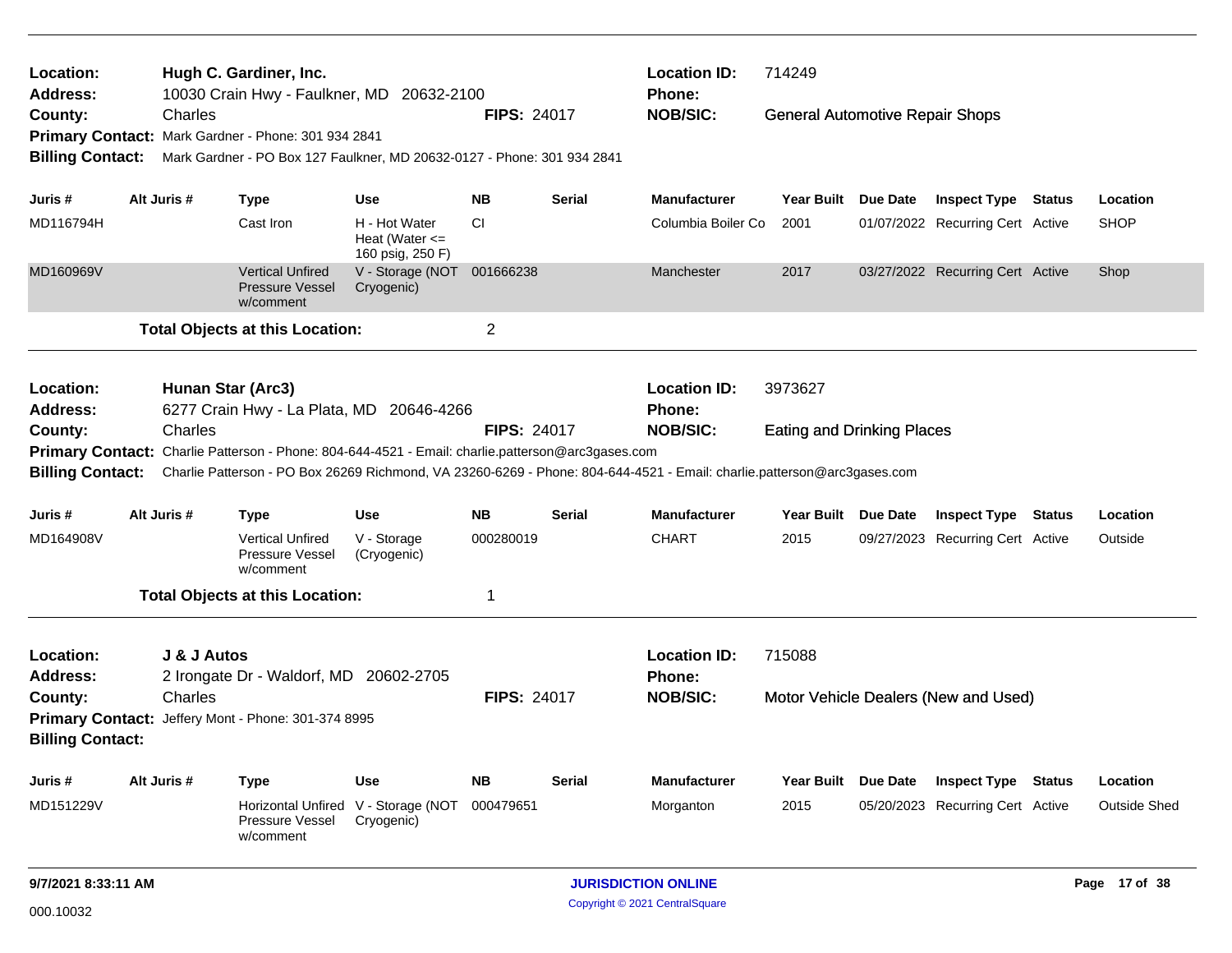**Location:** Hugh C. Gardiner, Inc. **Location ID:** 714249
**Address:** 10030 Crain Hwy - Faulkner, MD 20632-2100 **Phone:**
**County:** Charles **FIPS:** 24017 **NOB/SIC:** General Automotive Repair Shops
**Primary Contact:** Mark Gardner - Phone: 301 934 2841
**Billing Contact:** Mark Gardner - PO Box 127 Faulkner, MD 20632-0127 - Phone: 301 934 2841

| Juris # | Alt Juris # | Type | Use | NB | Serial | Manufacturer | Year Built | Due Date | Inspect Type | Status | Location |
|---|---|---|---|---|---|---|---|---|---|---|---|
| MD116794H | | Cast Iron | H - Hot Water Heat (Water <= 160 psig, 250 F) | CI | | Columbia Boiler Co | 2001 | 01/07/2022 | Recurring Cert | Active | SHOP |
| MD160969V | | Vertical Unfired Pressure Vessel w/comment | V - Storage (NOT Cryogenic) | 001666238 | | Manchester | 2017 | 03/27/2022 | Recurring Cert | Active | Shop |

**Total Objects at this Location:** 2

**Location:** Hunan Star (Arc3) **Location ID:** 3973627
**Address:** 6277 Crain Hwy - La Plata, MD 20646-4266 **Phone:**
**County:** Charles **FIPS:** 24017 **NOB/SIC:** Eating and Drinking Places
**Primary Contact:** Charlie Patterson - Phone: 804-644-4521 - Email: charlie.patterson@arc3gases.com
**Billing Contact:** Charlie Patterson - PO Box 26269 Richmond, VA 23260-6269 - Phone: 804-644-4521 - Email: charlie.patterson@arc3gases.com

| Juris # | Alt Juris # | Type | Use | NB | Serial | Manufacturer | Year Built | Due Date | Inspect Type | Status | Location |
|---|---|---|---|---|---|---|---|---|---|---|---|
| MD164908V | | Vertical Unfired Pressure Vessel w/comment | V - Storage (Cryogenic) | 000280019 | | CHART | 2015 | 09/27/2023 | Recurring Cert | Active | Outside |

**Total Objects at this Location:** 1

**Location:** J & J Autos **Location ID:** 715088
**Address:** 2 Irongate Dr - Waldorf, MD 20602-2705 **Phone:**
**County:** Charles **FIPS:** 24017 **NOB/SIC:** Motor Vehicle Dealers (New and Used)
**Primary Contact:** Jeffery Mont - Phone: 301-374 8995
**Billing Contact:**

| Juris # | Alt Juris # | Type | Use | NB | Serial | Manufacturer | Year Built | Due Date | Inspect Type | Status | Location |
|---|---|---|---|---|---|---|---|---|---|---|---|
| MD151229V | | Horizontal Unfired Pressure Vessel w/comment | V - Storage (NOT Cryogenic) | 000479651 | | Morganton | 2015 | 05/20/2023 | Recurring Cert | Active | Outside Shed |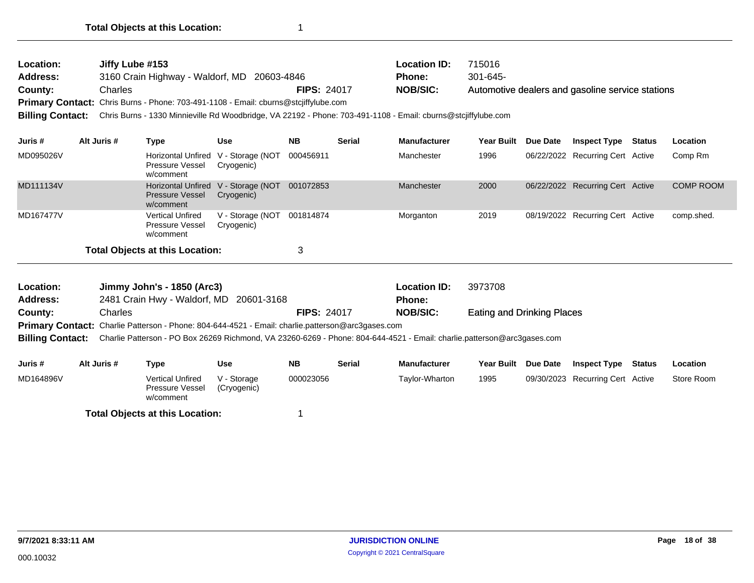**Total Objects at this Location:** 1

---

| | | | | |
|---|---|---|---|---|
| **Location:** | **Jiffy Lube #153** | | **Location ID:** | 715016 |
| **Address:** | 3160 Crain Highway - Waldorf, MD 20603-4846 | | **Phone:** | 301-645- |
| **County:** | Charles | **FIPS:** 24017 | **NOB/SIC:** | Automotive dealers and gasoline service stations |

**Primary Contact:** Chris Burns - Phone: 703-491-1108 - Email: cburns@stcjiffylube.com

**Billing Contact:** Chris Burns - 1330 Minnieville Rd Woodbridge, VA 22192 - Phone: 703-491-1108 - Email: cburns@stcjiffylube.com

| Juris # | Alt Juris # | Type | Use | NB | Serial | Manufacturer | Year Built | Due Date | Inspect Type | Status | Location |
|---|---|---|---|---|---|---|---|---|---|---|---|
| MD095026V | | Horizontal Unfired Pressure Vessel w/comment | V - Storage (NOT Cryogenic) | 000456911 | | Manchester | 1996 | 06/22/2022 | Recurring Cert | Active | Comp Rm |
| MD111134V | | Horizontal Unfired Pressure Vessel w/comment | V - Storage (NOT Cryogenic) | 001072853 | | Manchester | 2000 | 06/22/2022 | Recurring Cert | Active | COMP ROOM |
| MD167477V | | Vertical Unfired Pressure Vessel w/comment | V - Storage (NOT Cryogenic) | 001814874 | | Morganton | 2019 | 08/19/2022 | Recurring Cert | Active | comp.shed. |

**Total Objects at this Location:** 3

---

| | | | | |
|---|---|---|---|---|
| **Location:** | **Jimmy John's - 1850 (Arc3)** | | **Location ID:** | 3973708 |
| **Address:** | 2481 Crain Hwy - Waldorf, MD 20601-3168 | | **Phone:** | |
| **County:** | Charles | **FIPS:** 24017 | **NOB/SIC:** | Eating and Drinking Places |

**Primary Contact:** Charlie Patterson - Phone: 804-644-4521 - Email: charlie.patterson@arc3gases.com

**Billing Contact:** Charlie Patterson - PO Box 26269 Richmond, VA 23260-6269 - Phone: 804-644-4521 - Email: charlie.patterson@arc3gases.com

| Juris # | Alt Juris # | Type | Use | NB | Serial | Manufacturer | Year Built | Due Date | Inspect Type | Status | Location |
|---|---|---|---|---|---|---|---|---|---|---|---|
| MD164896V | | Vertical Unfired Pressure Vessel w/comment | V - Storage (Cryogenic) | 000023056 | | Taylor-Wharton | 1995 | 09/30/2023 | Recurring Cert | Active | Store Room |

**Total Objects at this Location:** 1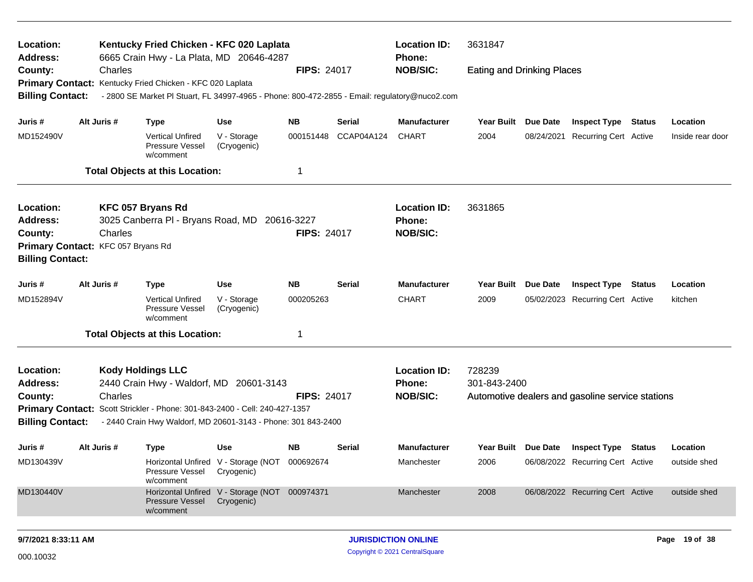**Location:** Kentucky Fried Chicken - KFC 020 Laplata
**Address:** 6665 Crain Hwy - La Plata, MD 20646-4287
**County:** Charles
**FIPS:** 24017
**Location ID:** 3631847
**Phone:**
**NOB/SIC:** Eating and Drinking Places
**Primary Contact:** Kentucky Fried Chicken - KFC 020 Laplata
**Billing Contact:** - 2800 SE Market Pl Stuart, FL 34997-4965 - Phone: 800-472-2855 - Email: regulatory@nuco2.com

| Juris # | Alt Juris # | Type | Use | NB | Serial | Manufacturer | Year Built | Due Date | Inspect Type | Status | Location |
|---|---|---|---|---|---|---|---|---|---|---|---|
| MD152490V | | Vertical Unfired Pressure Vessel w/comment | V - Storage (Cryogenic) | 000151448 | CCAP04A124 | CHART | 2004 | 08/24/2021 | Recurring Cert | Active | Inside rear door |

**Total Objects at this Location:** 1

---

**Location:** KFC 057 Bryans Rd
**Address:** 3025 Canberra Pl - Bryans Road, MD 20616-3227
**County:** Charles
**FIPS:** 24017
**Location ID:** 3631865
**Phone:**
**NOB/SIC:**
**Primary Contact:** KFC 057 Bryans Rd
**Billing Contact:**

| Juris # | Alt Juris # | Type | Use | NB | Serial | Manufacturer | Year Built | Due Date | Inspect Type | Status | Location |
|---|---|---|---|---|---|---|---|---|---|---|---|
| MD152894V | | Vertical Unfired Pressure Vessel w/comment | V - Storage (Cryogenic) | 000205263 | | CHART | 2009 | 05/02/2023 | Recurring Cert | Active | kitchen |

**Total Objects at this Location:** 1

---

**Location:** Kody Holdings LLC
**Address:** 2440 Crain Hwy - Waldorf, MD 20601-3143
**County:** Charles
**FIPS:** 24017
**Location ID:** 728239
**Phone:** 301-843-2400
**NOB/SIC:** Automotive dealers and gasoline service stations
**Primary Contact:** Scott Strickler - Phone: 301-843-2400 - Cell: 240-427-1357
**Billing Contact:** - 2440 Crain Hwy Waldorf, MD 20601-3143 - Phone: 301 843-2400

| Juris # | Alt Juris # | Type | Use | NB | Serial | Manufacturer | Year Built | Due Date | Inspect Type | Status | Location |
|---|---|---|---|---|---|---|---|---|---|---|---|
| MD130439V | | Horizontal Unfired Pressure Vessel w/comment | V - Storage (NOT Cryogenic) | 000692674 | | Manchester | 2006 | 06/08/2022 | Recurring Cert | Active | outside shed |
| MD130440V | | Horizontal Unfired Pressure Vessel w/comment | V - Storage (NOT Cryogenic) | 000974371 | | Manchester | 2008 | 06/08/2022 | Recurring Cert | Active | outside shed |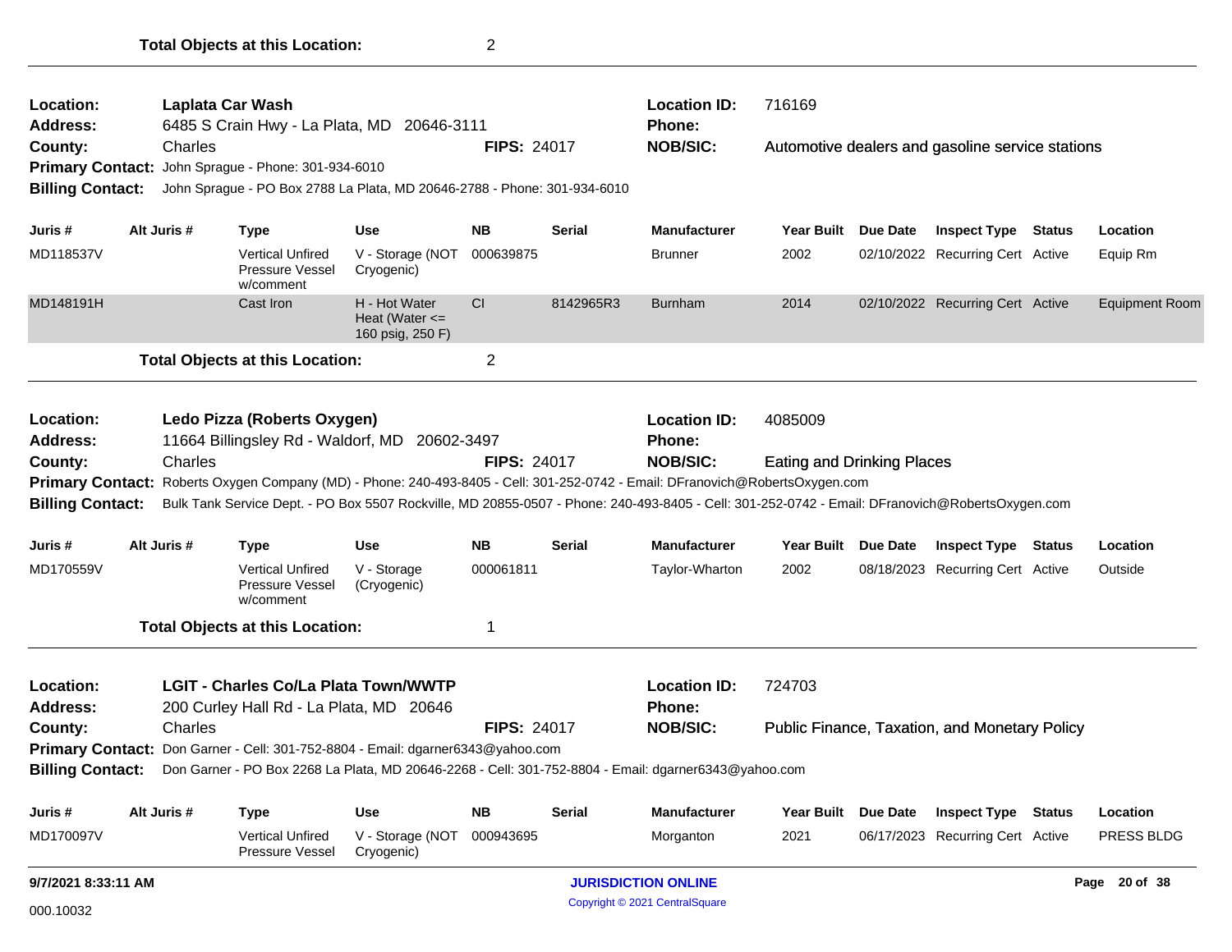**Total Objects at this Location:** 2

---

**Location:** Laplata Car Wash
**Location ID:** 716169
**Address:** 6485 S Crain Hwy - La Plata, MD 20646-3111
**Phone:**
**County:** Charles
**FIPS:** 24017
**NOB/SIC:** Automotive dealers and gasoline service stations
**Primary Contact:** John Sprague - Phone: 301-934-6010
**Billing Contact:** John Sprague - PO Box 2788 La Plata, MD 20646-2788 - Phone: 301-934-6010

| Juris # | Alt Juris # | Type | Use | NB | Serial | Manufacturer | Year Built | Due Date | Inspect Type | Status | Location |
|---|---|---|---|---|---|---|---|---|---|---|---|
| MD118537V | | Vertical Unfired Pressure Vessel w/comment | V - Storage (NOT Cryogenic) | 000639875 | | Brunner | 2002 | 02/10/2022 | Recurring Cert | Active | Equip Rm |
| MD148191H | | Cast Iron | H - Hot Water Heat (Water <= 160 psig, 250 F) | CI | 8142965R3 | Burnham | 2014 | 02/10/2022 | Recurring Cert | Active | Equipment Room |

**Total Objects at this Location:** 2

---

**Location:** Ledo Pizza (Roberts Oxygen)
**Location ID:** 4085009
**Address:** 11664 Billingsley Rd - Waldorf, MD 20602-3497
**Phone:**
**County:** Charles
**FIPS:** 24017
**NOB/SIC:** Eating and Drinking Places
**Primary Contact:** Roberts Oxygen Company (MD) - Phone: 240-493-8405 - Cell: 301-252-0742 - Email: DFranovich@RobertsOxygen.com
**Billing Contact:** Bulk Tank Service Dept. - PO Box 5507 Rockville, MD 20855-0507 - Phone: 240-493-8405 - Cell: 301-252-0742 - Email: DFranovich@RobertsOxygen.com

| Juris # | Alt Juris # | Type | Use | NB | Serial | Manufacturer | Year Built | Due Date | Inspect Type | Status | Location |
|---|---|---|---|---|---|---|---|---|---|---|---|
| MD170559V | | Vertical Unfired Pressure Vessel w/comment | V - Storage (Cryogenic) | 000061811 | | Taylor-Wharton | 2002 | 08/18/2023 | Recurring Cert | Active | Outside |

**Total Objects at this Location:** 1

---

**Location:** LGIT - Charles Co/La Plata Town/WWTP
**Location ID:** 724703
**Address:** 200 Curley Hall Rd - La Plata, MD 20646
**Phone:**
**County:** Charles
**FIPS:** 24017
**NOB/SIC:** Public Finance, Taxation, and Monetary Policy
**Primary Contact:** Don Garner - Cell: 301-752-8804 - Email: dgarner6343@yahoo.com
**Billing Contact:** Don Garner - PO Box 2268 La Plata, MD 20646-2268 - Cell: 301-752-8804 - Email: dgarner6343@yahoo.com

| Juris # | Alt Juris # | Type | Use | NB | Serial | Manufacturer | Year Built | Due Date | Inspect Type | Status | Location |
|---|---|---|---|---|---|---|---|---|---|---|---|
| MD170097V | | Vertical Unfired Pressure Vessel | V - Storage (NOT Cryogenic) | 000943695 | | Morganton | 2021 | 06/17/2023 | Recurring Cert | Active | PRESS BLDG |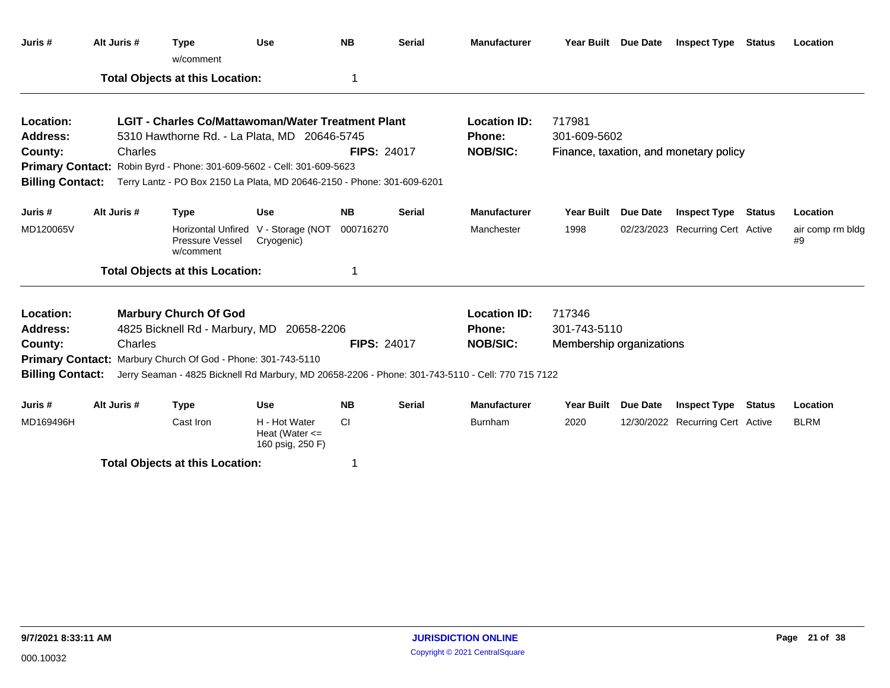| Juris # | Alt Juris # | Type | Use | NB | Serial | Manufacturer | Year Built | Due Date | Inspect Type | Status | Location |
|---|---|---|---|---|---|---|---|---|---|---|---|
| | | w/comment | | | | | | | | | |

**Total Objects at this Location:** 1

---

**Location:** LGIT - Charles Co/Mattawoman/Water Treatment Plant
**Location ID:** 717981
**Address:** 5310 Hawthorne Rd. - La Plata, MD 20646-5745
**Phone:** 301-609-5602
**County:** Charles
**FIPS:** 24017
**NOB/SIC:** Finance, taxation, and monetary policy
**Primary Contact:** Robin Byrd - Phone: 301-609-5602 - Cell: 301-609-5623
**Billing Contact:** Terry Lantz - PO Box 2150 La Plata, MD 20646-2150 - Phone: 301-609-6201

| Juris # | Alt Juris # | Type | Use | NB | Serial | Manufacturer | Year Built | Due Date | Inspect Type | Status | Location |
|---|---|---|---|---|---|---|---|---|---|---|---|
| MD120065V | | Horizontal Unfired Pressure Vessel w/comment | V - Storage (NOT Cryogenic) | 000716270 | | Manchester | 1998 | 02/23/2023 | Recurring Cert | Active | air comp rm bldg #9 |

**Total Objects at this Location:** 1

---

**Location:** Marbury Church Of God
**Location ID:** 717346
**Address:** 4825 Bicknell Rd - Marbury, MD 20658-2206
**Phone:** 301-743-5110
**County:** Charles
**FIPS:** 24017
**NOB/SIC:** Membership organizations
**Primary Contact:** Marbury Church Of God - Phone: 301-743-5110
**Billing Contact:** Jerry Seaman - 4825 Bicknell Rd Marbury, MD 20658-2206 - Phone: 301-743-5110 - Cell: 770 715 7122

| Juris # | Alt Juris # | Type | Use | NB | Serial | Manufacturer | Year Built | Due Date | Inspect Type | Status | Location |
|---|---|---|---|---|---|---|---|---|---|---|---|
| MD169496H | | Cast Iron | H - Hot Water Heat (Water <= 160 psig, 250 F) | CI | | Burnham | 2020 | 12/30/2022 | Recurring Cert | Active | BLRM |

**Total Objects at this Location:** 1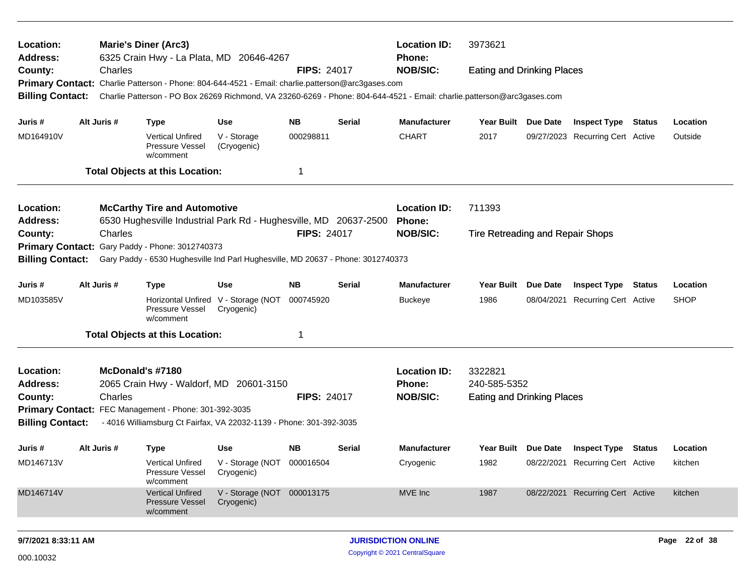**Location:** **Marie's Diner (Arc3)**
**Address:** 6325 Crain Hwy - La Plata, MD 20646-4267
**County:** Charles **FIPS:** 24017
**Location ID:** 3973621
**Phone:**
**NOB/SIC:** Eating and Drinking Places
**Primary Contact:** Charlie Patterson - Phone: 804-644-4521 - Email: charlie.patterson@arc3gases.com
**Billing Contact:** Charlie Patterson - PO Box 26269 Richmond, VA 23260-6269 - Phone: 804-644-4521 - Email: charlie.patterson@arc3gases.com

| Juris # | Alt Juris # | Type | Use | NB | Serial | Manufacturer | Year Built | Due Date | Inspect Type | Status | Location |
|---|---|---|---|---|---|---|---|---|---|---|---|
| MD164910V | | Vertical Unfired Pressure Vessel w/comment | V - Storage (Cryogenic) | 000298811 | | CHART | 2017 | 09/27/2023 | Recurring Cert | Active | Outside |

**Total Objects at this Location:** 1

---

**Location:** **McCarthy Tire and Automotive**
**Address:** 6530 Hughesville Industrial Park Rd - Hughesville, MD 20637-2500
**County:** Charles **FIPS:** 24017
**Location ID:** 711393
**Phone:**
**NOB/SIC:** Tire Retreading and Repair Shops
**Primary Contact:** Gary Paddy - Phone: 3012740373
**Billing Contact:** Gary Paddy - 6530 Hughesville Ind Parl Hughesville, MD 20637 - Phone: 3012740373

| Juris # | Alt Juris # | Type | Use | NB | Serial | Manufacturer | Year Built | Due Date | Inspect Type | Status | Location |
|---|---|---|---|---|---|---|---|---|---|---|---|
| MD103585V | | Horizontal Unfired Pressure Vessel w/comment | V - Storage (NOT Cryogenic) | 000745920 | | Buckeye | 1986 | 08/04/2021 | Recurring Cert | Active | SHOP |

**Total Objects at this Location:** 1

---

**Location:** **McDonald's #7180**
**Address:** 2065 Crain Hwy - Waldorf, MD 20601-3150
**County:** Charles **FIPS:** 24017
**Location ID:** 3322821
**Phone:** 240-585-5352
**NOB/SIC:** Eating and Drinking Places
**Primary Contact:** FEC Management - Phone: 301-392-3035
**Billing Contact:** - 4016 Williamsburg Ct Fairfax, VA 22032-1139 - Phone: 301-392-3035

| Juris # | Alt Juris # | Type | Use | NB | Serial | Manufacturer | Year Built | Due Date | Inspect Type | Status | Location |
|---|---|---|---|---|---|---|---|---|---|---|---|
| MD146713V | | Vertical Unfired Pressure Vessel w/comment | V - Storage (NOT Cryogenic) | 000016504 | | Cryogenic | 1982 | 08/22/2021 | Recurring Cert | Active | kitchen |
| MD146714V | | Vertical Unfired Pressure Vessel w/comment | V - Storage (NOT Cryogenic) | 000013175 | | MVE Inc | 1987 | 08/22/2021 | Recurring Cert | Active | kitchen |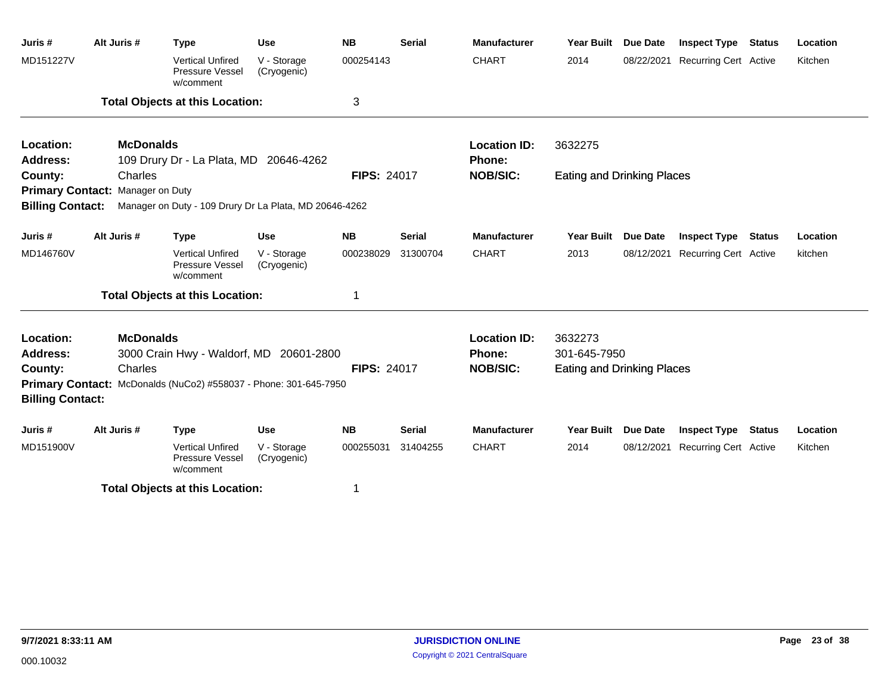| Juris # | Alt Juris # | Type | Use | NB | Serial | Manufacturer | Year Built | Due Date | Inspect Type | Status | Location |
|---|---|---|---|---|---|---|---|---|---|---|---|
| MD151227V | | Vertical Unfired Pressure Vessel w/comment | V - Storage (Cryogenic) | 000254143 | | CHART | 2014 | 08/22/2021 | Recurring Cert | Active | Kitchen |

**Total Objects at this Location:** 3

---

**Location:** **McDonalds**
**Address:** 109 Drury Dr - La Plata, MD 20646-4262
**County:** Charles
**FIPS:** 24017
**Location ID:** 3632275
**Phone:**
**NOB/SIC:** Eating and Drinking Places
**Primary Contact:** Manager on Duty
**Billing Contact:** Manager on Duty - 109 Drury Dr La Plata, MD 20646-4262

| Juris # | Alt Juris # | Type | Use | NB | Serial | Manufacturer | Year Built | Due Date | Inspect Type | Status | Location |
|---|---|---|---|---|---|---|---|---|---|---|---|
| MD146760V | | Vertical Unfired Pressure Vessel w/comment | V - Storage (Cryogenic) | 000238029 | 31300704 | CHART | 2013 | 08/12/2021 | Recurring Cert | Active | kitchen |

**Total Objects at this Location:** 1

---

**Location:** **McDonalds**
**Address:** 3000 Crain Hwy - Waldorf, MD 20601-2800
**County:** Charles
**FIPS:** 24017
**Location ID:** 3632273
**Phone:** 301-645-7950
**NOB/SIC:** Eating and Drinking Places
**Primary Contact:** McDonalds (NuCo2) #558037 - Phone: 301-645-7950
**Billing Contact:**

| Juris # | Alt Juris # | Type | Use | NB | Serial | Manufacturer | Year Built | Due Date | Inspect Type | Status | Location |
|---|---|---|---|---|---|---|---|---|---|---|---|
| MD151900V | | Vertical Unfired Pressure Vessel w/comment | V - Storage (Cryogenic) | 000255031 | 31404255 | CHART | 2014 | 08/12/2021 | Recurring Cert | Active | Kitchen |

**Total Objects at this Location:** 1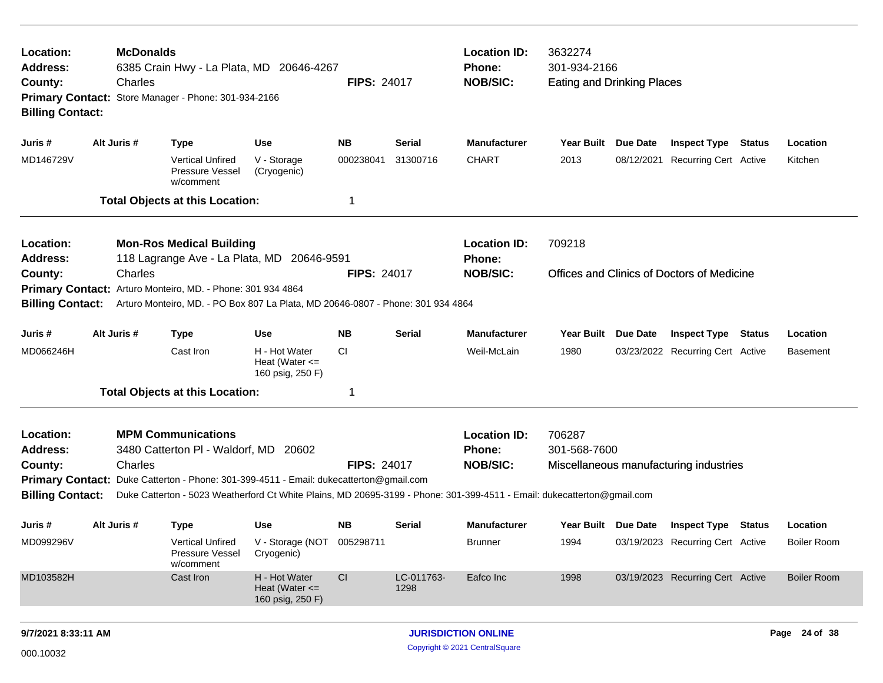| | | | |
|---|---|---|---|
| **Location:** | **McDonalds** | **Location ID:** | 3632274 |
| **Address:** | 6385 Crain Hwy - La Plata, MD 20646-4267 | **Phone:** | 301-934-2166 |
| **County:** | Charles **FIPS:** 24017 | **NOB/SIC:** | Eating and Drinking Places |
| **Primary Contact:** | Store Manager - Phone: 301-934-2166 | | |
| **Billing Contact:** | | | |

| Juris # | Alt Juris # | Type | Use | NB | Serial | Manufacturer | Year Built | Due Date | Inspect Type | Status | Location |
|---|---|---|---|---|---|---|---|---|---|---|---|
| MD146729V | | Vertical Unfired Pressure Vessel w/comment | V - Storage (Cryogenic) | 000238041 | 31300716 | CHART | 2013 | 08/12/2021 | Recurring Cert | Active | Kitchen |

**Total Objects at this Location:** 1

| | | | |
|---|---|---|---|
| **Location:** | **Mon-Ros Medical Building** | **Location ID:** | 709218 |
| **Address:** | 118 Lagrange Ave - La Plata, MD 20646-9591 | **Phone:** | |
| **County:** | Charles **FIPS:** 24017 | **NOB/SIC:** | Offices and Clinics of Doctors of Medicine |
| **Primary Contact:** | Arturo Monteiro, MD. - Phone: 301 934 4864 | | |
| **Billing Contact:** | Arturo Monteiro, MD. - PO Box 807 La Plata, MD 20646-0807 - Phone: 301 934 4864 | | |

| Juris # | Alt Juris # | Type | Use | NB | Serial | Manufacturer | Year Built | Due Date | Inspect Type | Status | Location |
|---|---|---|---|---|---|---|---|---|---|---|---|
| MD066246H | | Cast Iron | H - Hot Water Heat (Water <= 160 psig, 250 F) | CI | | Weil-McLain | 1980 | 03/23/2022 | Recurring Cert | Active | Basement |

**Total Objects at this Location:** 1

| | | | |
|---|---|---|---|
| **Location:** | **MPM Communications** | **Location ID:** | 706287 |
| **Address:** | 3480 Catterton Pl - Waldorf, MD 20602 | **Phone:** | 301-568-7600 |
| **County:** | Charles **FIPS:** 24017 | **NOB/SIC:** | Miscellaneous manufacturing industries |
| **Primary Contact:** | Duke Catterton - Phone: 301-399-4511 - Email: dukecatterton@gmail.com | | |
| **Billing Contact:** | Duke Catterton - 5023 Weatherford Ct White Plains, MD 20695-3199 - Phone: 301-399-4511 - Email: dukecatterton@gmail.com | | |

| Juris # | Alt Juris # | Type | Use | NB | Serial | Manufacturer | Year Built | Due Date | Inspect Type | Status | Location |
|---|---|---|---|---|---|---|---|---|---|---|---|
| MD099296V | | Vertical Unfired Pressure Vessel w/comment | V - Storage (NOT Cryogenic) | 005298711 | | Brunner | 1994 | 03/19/2023 | Recurring Cert | Active | Boiler Room |
| MD103582H | | Cast Iron | H - Hot Water Heat (Water <= 160 psig, 250 F) | CI | LC-011763-1298 | Eafco Inc | 1998 | 03/19/2023 | Recurring Cert | Active | Boiler Room |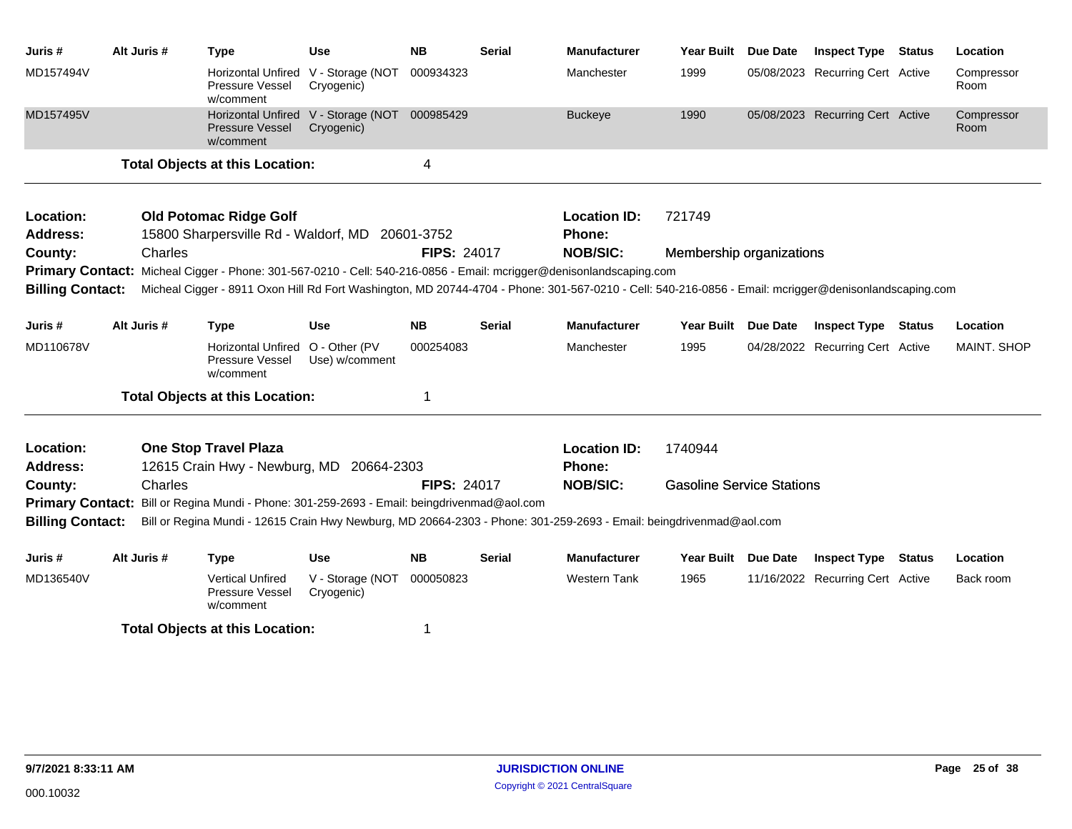| Juris # | Alt Juris # | Type | Use | NB | Serial | Manufacturer | Year Built | Due Date | Inspect Type | Status | Location |
|---|---|---|---|---|---|---|---|---|---|---|---|
| MD157494V | | Horizontal Unfired Pressure Vessel w/comment | V - Storage (NOT Cryogenic) | 000934323 | | Manchester | 1999 | 05/08/2023 | Recurring Cert | Active | Compressor Room |
| MD157495V | | Horizontal Unfired Pressure Vessel w/comment | V - Storage (NOT Cryogenic) | 000985429 | | Buckeye | 1990 | 05/08/2023 | Recurring Cert | Active | Compressor Room |

**Total Objects at this Location:** 4

---

**Location:** Old Potomac Ridge Golf
**Location ID:** 721749
**Address:** 15800 Sharpersville Rd - Waldorf, MD 20601-3752
**Phone:**
**County:** Charles
**FIPS:** 24017
**NOB/SIC:** Membership organizations
**Primary Contact:** Micheal Cigger - Phone: 301-567-0210 - Cell: 540-216-0856 - Email: mcrigger@denisonlandscaping.com
**Billing Contact:** Micheal Cigger - 8911 Oxon Hill Rd Fort Washington, MD 20744-4704 - Phone: 301-567-0210 - Cell: 540-216-0856 - Email: mcrigger@denisonlandscaping.com

| Juris # | Alt Juris # | Type | Use | NB | Serial | Manufacturer | Year Built | Due Date | Inspect Type | Status | Location |
|---|---|---|---|---|---|---|---|---|---|---|---|
| MD110678V | | Horizontal Unfired Pressure Vessel w/comment | O - Other (PV Use) w/comment | 000254083 | | Manchester | 1995 | 04/28/2022 | Recurring Cert | Active | MAINT. SHOP |

**Total Objects at this Location:** 1

---

**Location:** One Stop Travel Plaza
**Location ID:** 1740944
**Address:** 12615 Crain Hwy - Newburg, MD 20664-2303
**Phone:**
**County:** Charles
**FIPS:** 24017
**NOB/SIC:** Gasoline Service Stations
**Primary Contact:** Bill or Regina Mundi - Phone: 301-259-2693 - Email: beingdrivenmad@aol.com
**Billing Contact:** Bill or Regina Mundi - 12615 Crain Hwy Newburg, MD 20664-2303 - Phone: 301-259-2693 - Email: beingdrivenmad@aol.com

| Juris # | Alt Juris # | Type | Use | NB | Serial | Manufacturer | Year Built | Due Date | Inspect Type | Status | Location |
|---|---|---|---|---|---|---|---|---|---|---|---|
| MD136540V | | Vertical Unfired Pressure Vessel w/comment | V - Storage (NOT Cryogenic) | 000050823 | | Western Tank | 1965 | 11/16/2022 | Recurring Cert | Active | Back room |

**Total Objects at this Location:** 1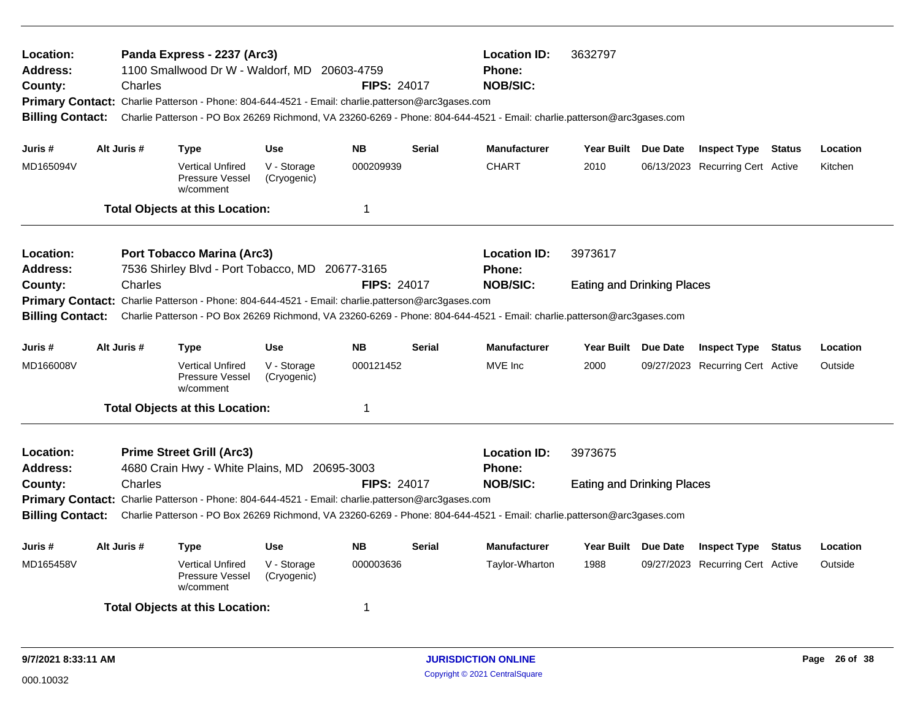**Location:** Panda Express - 2237 (Arc3) **Location ID:** 3632797
**Address:** 1100 Smallwood Dr W - Waldorf, MD 20603-4759 **Phone:**
**County:** Charles **FIPS:** 24017 **NOB/SIC:**
**Primary Contact:** Charlie Patterson - Phone: 804-644-4521 - Email: charlie.patterson@arc3gases.com
**Billing Contact:** Charlie Patterson - PO Box 26269 Richmond, VA 23260-6269 - Phone: 804-644-4521 - Email: charlie.patterson@arc3gases.com

| Juris # | Alt Juris # | Type | Use | NB | Serial | Manufacturer | Year Built | Due Date | Inspect Type | Status | Location |
|---|---|---|---|---|---|---|---|---|---|---|---|
| MD165094V | | Vertical Unfired Pressure Vessel w/comment | V - Storage (Cryogenic) | 000209939 | | CHART | 2010 | 06/13/2023 | Recurring Cert | Active | Kitchen |

**Total Objects at this Location:** 1

---

**Location:** Port Tobacco Marina (Arc3) **Location ID:** 3973617
**Address:** 7536 Shirley Blvd - Port Tobacco, MD 20677-3165 **Phone:**
**County:** Charles **FIPS:** 24017 **NOB/SIC:** Eating and Drinking Places
**Primary Contact:** Charlie Patterson - Phone: 804-644-4521 - Email: charlie.patterson@arc3gases.com
**Billing Contact:** Charlie Patterson - PO Box 26269 Richmond, VA 23260-6269 - Phone: 804-644-4521 - Email: charlie.patterson@arc3gases.com

| Juris # | Alt Juris # | Type | Use | NB | Serial | Manufacturer | Year Built | Due Date | Inspect Type | Status | Location |
|---|---|---|---|---|---|---|---|---|---|---|---|
| MD166008V | | Vertical Unfired Pressure Vessel w/comment | V - Storage (Cryogenic) | 000121452 | | MVE Inc | 2000 | 09/27/2023 | Recurring Cert | Active | Outside |

**Total Objects at this Location:** 1

---

**Location:** Prime Street Grill (Arc3) **Location ID:** 3973675
**Address:** 4680 Crain Hwy - White Plains, MD 20695-3003 **Phone:**
**County:** Charles **FIPS:** 24017 **NOB/SIC:** Eating and Drinking Places
**Primary Contact:** Charlie Patterson - Phone: 804-644-4521 - Email: charlie.patterson@arc3gases.com
**Billing Contact:** Charlie Patterson - PO Box 26269 Richmond, VA 23260-6269 - Phone: 804-644-4521 - Email: charlie.patterson@arc3gases.com

| Juris # | Alt Juris # | Type | Use | NB | Serial | Manufacturer | Year Built | Due Date | Inspect Type | Status | Location |
|---|---|---|---|---|---|---|---|---|---|---|---|
| MD165458V | | Vertical Unfired Pressure Vessel w/comment | V - Storage (Cryogenic) | 000003636 | | Taylor-Wharton | 1988 | 09/27/2023 | Recurring Cert | Active | Outside |

**Total Objects at this Location:** 1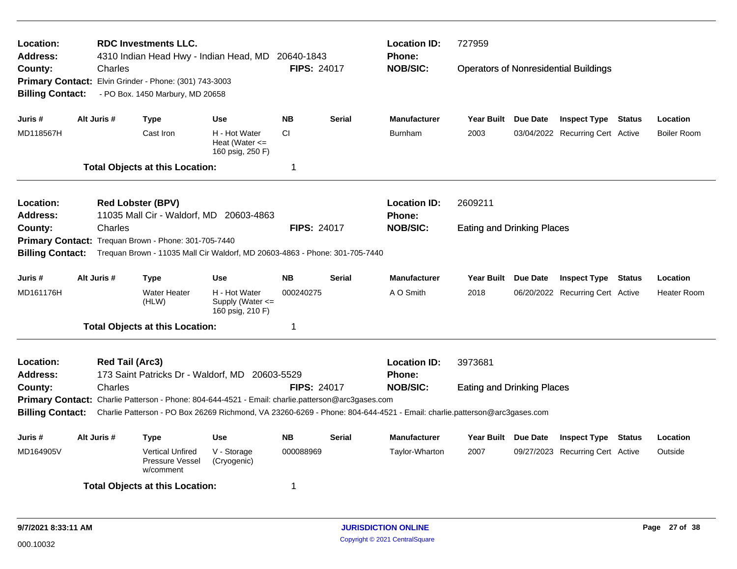**Location:** RDC Investments LLC.
**Location ID:** 727959
**Address:** 4310 Indian Head Hwy - Indian Head, MD 20640-1843
**Phone:**
**County:** Charles
**FIPS:** 24017
**NOB/SIC:** Operators of Nonresidential Buildings
**Primary Contact:** Elvin Grinder - Phone: (301) 743-3003
**Billing Contact:** - PO Box. 1450 Marbury, MD 20658

| Juris # | Alt Juris # | Type | Use | NB | Serial | Manufacturer | Year Built | Due Date | Inspect Type | Status | Location |
|---|---|---|---|---|---|---|---|---|---|---|---|
| MD118567H | | Cast Iron | H - Hot Water Heat (Water <= 160 psig, 250 F) | CI | | Burnham | 2003 | 03/04/2022 | Recurring Cert | Active | Boiler Room |

**Total Objects at this Location:** 1

---

**Location:** Red Lobster (BPV)
**Location ID:** 2609211
**Address:** 11035 Mall Cir - Waldorf, MD 20603-4863
**Phone:**
**County:** Charles
**FIPS:** 24017
**NOB/SIC:** Eating and Drinking Places
**Primary Contact:** Trequan Brown - Phone: 301-705-7440
**Billing Contact:** Trequan Brown - 11035 Mall Cir Waldorf, MD 20603-4863 - Phone: 301-705-7440

| Juris # | Alt Juris # | Type | Use | NB | Serial | Manufacturer | Year Built | Due Date | Inspect Type | Status | Location |
|---|---|---|---|---|---|---|---|---|---|---|---|
| MD161176H | | Water Heater (HLW) | H - Hot Water Supply (Water <= 160 psig, 210 F) | 000240275 | | A O Smith | 2018 | 06/20/2022 | Recurring Cert | Active | Heater Room |

**Total Objects at this Location:** 1

---

**Location:** Red Tail (Arc3)
**Location ID:** 3973681
**Address:** 173 Saint Patricks Dr - Waldorf, MD 20603-5529
**Phone:**
**County:** Charles
**FIPS:** 24017
**NOB/SIC:** Eating and Drinking Places
**Primary Contact:** Charlie Patterson - Phone: 804-644-4521 - Email: charlie.patterson@arc3gases.com
**Billing Contact:** Charlie Patterson - PO Box 26269 Richmond, VA 23260-6269 - Phone: 804-644-4521 - Email: charlie.patterson@arc3gases.com

| Juris # | Alt Juris # | Type | Use | NB | Serial | Manufacturer | Year Built | Due Date | Inspect Type | Status | Location |
|---|---|---|---|---|---|---|---|---|---|---|---|
| MD164905V | | Vertical Unfired Pressure Vessel w/comment | V - Storage (Cryogenic) | 000088969 | | Taylor-Wharton | 2007 | 09/27/2023 | Recurring Cert | Active | Outside |

**Total Objects at this Location:** 1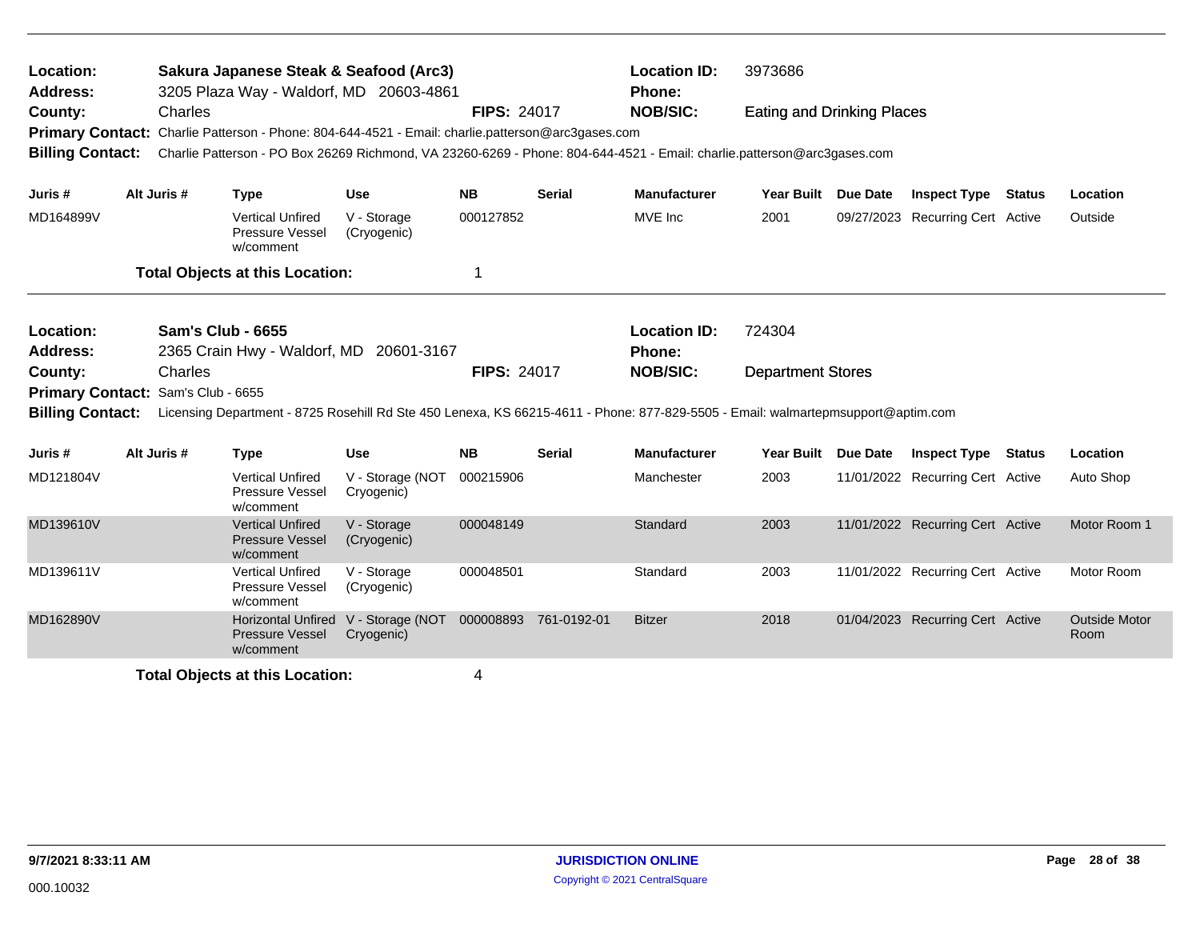**Location:** Sakura Japanese Steak & Seafood (Arc3) **Location ID:** 3973686
**Address:** 3205 Plaza Way - Waldorf, MD 20603-4861 **Phone:**
**County:** Charles **FIPS:** 24017 **NOB/SIC:** Eating and Drinking Places
**Primary Contact:** Charlie Patterson - Phone: 804-644-4521 - Email: charlie.patterson@arc3gases.com
**Billing Contact:** Charlie Patterson - PO Box 26269 Richmond, VA 23260-6269 - Phone: 804-644-4521 - Email: charlie.patterson@arc3gases.com

| Juris # | Alt Juris # | Type | Use | NB | Serial | Manufacturer | Year Built | Due Date | Inspect Type | Status | Location |
|---|---|---|---|---|---|---|---|---|---|---|---|
| MD164899V | | Vertical Unfired Pressure Vessel w/comment | V - Storage (Cryogenic) | 000127852 | | MVE Inc | 2001 | 09/27/2023 | Recurring Cert | Active | Outside |

**Total Objects at this Location:** 1

---

**Location:** Sam's Club - 6655 **Location ID:** 724304
**Address:** 2365 Crain Hwy - Waldorf, MD 20601-3167 **Phone:**
**County:** Charles **FIPS:** 24017 **NOB/SIC:** Department Stores
**Primary Contact:** Sam's Club - 6655
**Billing Contact:** Licensing Department - 8725 Rosehill Rd Ste 450 Lenexa, KS 66215-4611 - Phone: 877-829-5505 - Email: walmartepmsupport@aptim.com

| Juris # | Alt Juris # | Type | Use | NB | Serial | Manufacturer | Year Built | Due Date | Inspect Type | Status | Location |
|---|---|---|---|---|---|---|---|---|---|---|---|
| MD121804V | | Vertical Unfired Pressure Vessel w/comment | V - Storage (NOT Cryogenic) | 000215906 | | Manchester | 2003 | 11/01/2022 | Recurring Cert | Active | Auto Shop |
| MD139610V | | Vertical Unfired Pressure Vessel w/comment | V - Storage (Cryogenic) | 000048149 | | Standard | 2003 | 11/01/2022 | Recurring Cert | Active | Motor Room 1 |
| MD139611V | | Vertical Unfired Pressure Vessel w/comment | V - Storage (Cryogenic) | 000048501 | | Standard | 2003 | 11/01/2022 | Recurring Cert | Active | Motor Room |
| MD162890V | | Horizontal Unfired Pressure Vessel w/comment | V - Storage (NOT Cryogenic) | 000008893 | 761-0192-01 | Bitzer | 2018 | 01/04/2023 | Recurring Cert | Active | Outside Motor Room |

**Total Objects at this Location:** 4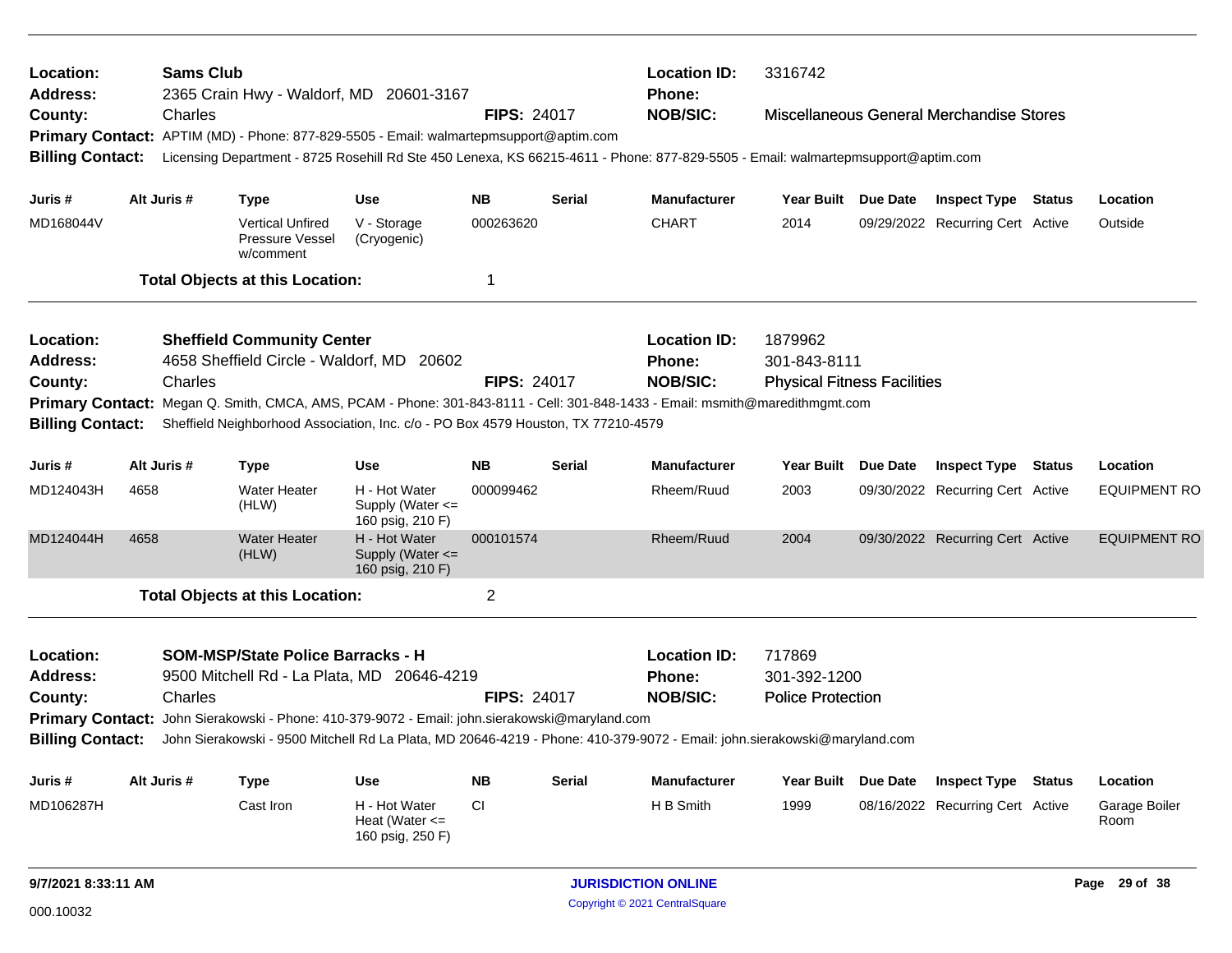**Location:** Sams Club
**Address:** 2365 Crain Hwy - Waldorf, MD 20601-3167
**County:** Charles
**FIPS:** 24017
**Location ID:** 3316742
**Phone:**
**NOB/SIC:** Miscellaneous General Merchandise Stores
**Primary Contact:** APTIM (MD) - Phone: 877-829-5505 - Email: walmartepmsupport@aptim.com
**Billing Contact:** Licensing Department - 8725 Rosehill Rd Ste 450 Lenexa, KS 66215-4611 - Phone: 877-829-5505 - Email: walmartepmsupport@aptim.com

| Juris # | Alt Juris # | Type | Use | NB | Serial | Manufacturer | Year Built | Due Date | Inspect Type | Status | Location |
|---|---|---|---|---|---|---|---|---|---|---|---|
| MD168044V | | Vertical Unfired Pressure Vessel w/comment | V - Storage (Cryogenic) | 000263620 | | CHART | 2014 | 09/29/2022 | Recurring Cert | Active | Outside |

**Total Objects at this Location:** 1

---

**Location:** Sheffield Community Center
**Address:** 4658 Sheffield Circle - Waldorf, MD 20602
**County:** Charles
**FIPS:** 24017
**Location ID:** 1879962
**Phone:** 301-843-8111
**NOB/SIC:** Physical Fitness Facilities
**Primary Contact:** Megan Q. Smith, CMCA, AMS, PCAM - Phone: 301-843-8111 - Cell: 301-848-1433 - Email: msmith@maredithmgmt.com
**Billing Contact:** Sheffield Neighborhood Association, Inc. c/o - PO Box 4579 Houston, TX 77210-4579

| Juris # | Alt Juris # | Type | Use | NB | Serial | Manufacturer | Year Built | Due Date | Inspect Type | Status | Location |
|---|---|---|---|---|---|---|---|---|---|---|---|
| MD124043H | 4658 | Water Heater (HLW) | H - Hot Water Supply (Water <= 160 psig, 210 F) | 000099462 | | Rheem/Ruud | 2003 | 09/30/2022 | Recurring Cert | Active | EQUIPMENT RO |
| MD124044H | 4658 | Water Heater (HLW) | H - Hot Water Supply (Water <= 160 psig, 210 F) | 000101574 | | Rheem/Ruud | 2004 | 09/30/2022 | Recurring Cert | Active | EQUIPMENT RO |

**Total Objects at this Location:** 2

---

**Location:** SOM-MSP/State Police Barracks - H
**Address:** 9500 Mitchell Rd - La Plata, MD 20646-4219
**County:** Charles
**FIPS:** 24017
**Location ID:** 717869
**Phone:** 301-392-1200
**NOB/SIC:** Police Protection
**Primary Contact:** John Sierakowski - Phone: 410-379-9072 - Email: john.sierakowski@maryland.com
**Billing Contact:** John Sierakowski - 9500 Mitchell Rd La Plata, MD 20646-4219 - Phone: 410-379-9072 - Email: john.sierakowski@maryland.com

| Juris # | Alt Juris # | Type | Use | NB | Serial | Manufacturer | Year Built | Due Date | Inspect Type | Status | Location |
|---|---|---|---|---|---|---|---|---|---|---|---|
| MD106287H | | Cast Iron | H - Hot Water Heat (Water <= 160 psig, 250 F) | CI | | H B Smith | 1999 | 08/16/2022 | Recurring Cert | Active | Garage Boiler Room |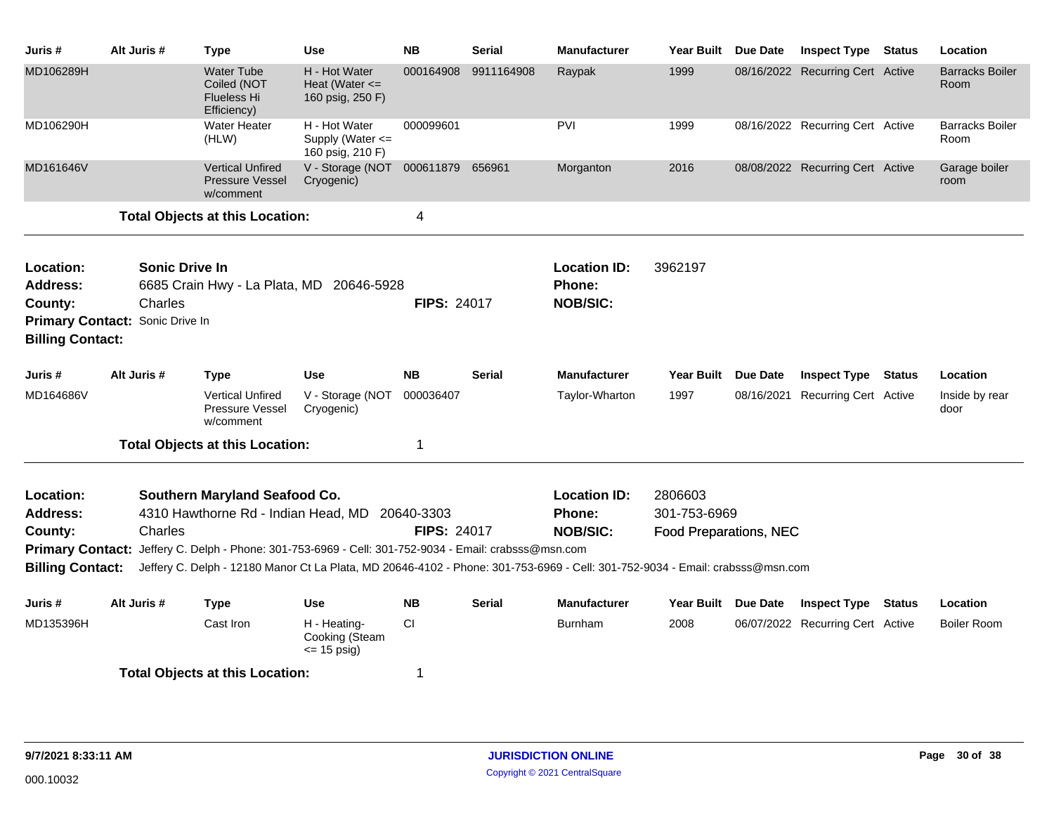| Juris # | Alt Juris # | Type | Use | NB | Serial | Manufacturer | Year Built | Due Date | Inspect Type | Status | Location |
|---|---|---|---|---|---|---|---|---|---|---|---|
| MD106289H | | Water Tube Coiled (NOT Flueless Hi Efficiency) | H - Hot Water Heat (Water <= 160 psig, 250 F) | 000164908 | 9911164908 | Raypak | 1999 | 08/16/2022 | Recurring Cert | Active | Barracks Boiler Room |
| MD106290H | | Water Heater (HLW) | H - Hot Water Supply (Water <= 160 psig, 210 F) | 000099601 | | PVI | 1999 | 08/16/2022 | Recurring Cert | Active | Barracks Boiler Room |
| MD161646V | | Vertical Unfired Pressure Vessel w/comment | V - Storage (NOT Cryogenic) | 000611879 | 656961 | Morganton | 2016 | 08/08/2022 | Recurring Cert | Active | Garage boiler room |

**Total Objects at this Location:** 4

---

**Location:** Sonic Drive In  
**Address:** 6685 Crain Hwy - La Plata, MD 20646-5928  
**County:** Charles  
**FIPS:** 24017  
**Location ID:** 3962197  
**Phone:**  
**NOB/SIC:**  
**Primary Contact:** Sonic Drive In  
**Billing Contact:**

| Juris # | Alt Juris # | Type | Use | NB | Serial | Manufacturer | Year Built | Due Date | Inspect Type | Status | Location |
|---|---|---|---|---|---|---|---|---|---|---|---|
| MD164686V | | Vertical Unfired Pressure Vessel w/comment | V - Storage (NOT Cryogenic) | 000036407 | | Taylor-Wharton | 1997 | 08/16/2021 | Recurring Cert | Active | Inside by rear door |

**Total Objects at this Location:** 1

---

**Location:** Southern Maryland Seafood Co.  
**Address:** 4310 Hawthorne Rd - Indian Head, MD 20640-3303  
**County:** Charles  
**FIPS:** 24017  
**Location ID:** 2806603  
**Phone:** 301-753-6969  
**NOB/SIC:** Food Preparations, NEC  
**Primary Contact:** Jeffery C. Delph - Phone: 301-753-6969 - Cell: 301-752-9034 - Email: crabsss@msn.com  
**Billing Contact:** Jeffery C. Delph - 12180 Manor Ct La Plata, MD 20646-4102 - Phone: 301-753-6969 - Cell: 301-752-9034 - Email: crabsss@msn.com

| Juris # | Alt Juris # | Type | Use | NB | Serial | Manufacturer | Year Built | Due Date | Inspect Type | Status | Location |
|---|---|---|---|---|---|---|---|---|---|---|---|
| MD135396H | | Cast Iron | H - Heating-Cooking (Steam <= 15 psig) | CI | | Burnham | 2008 | 06/07/2022 | Recurring Cert | Active | Boiler Room |

**Total Objects at this Location:** 1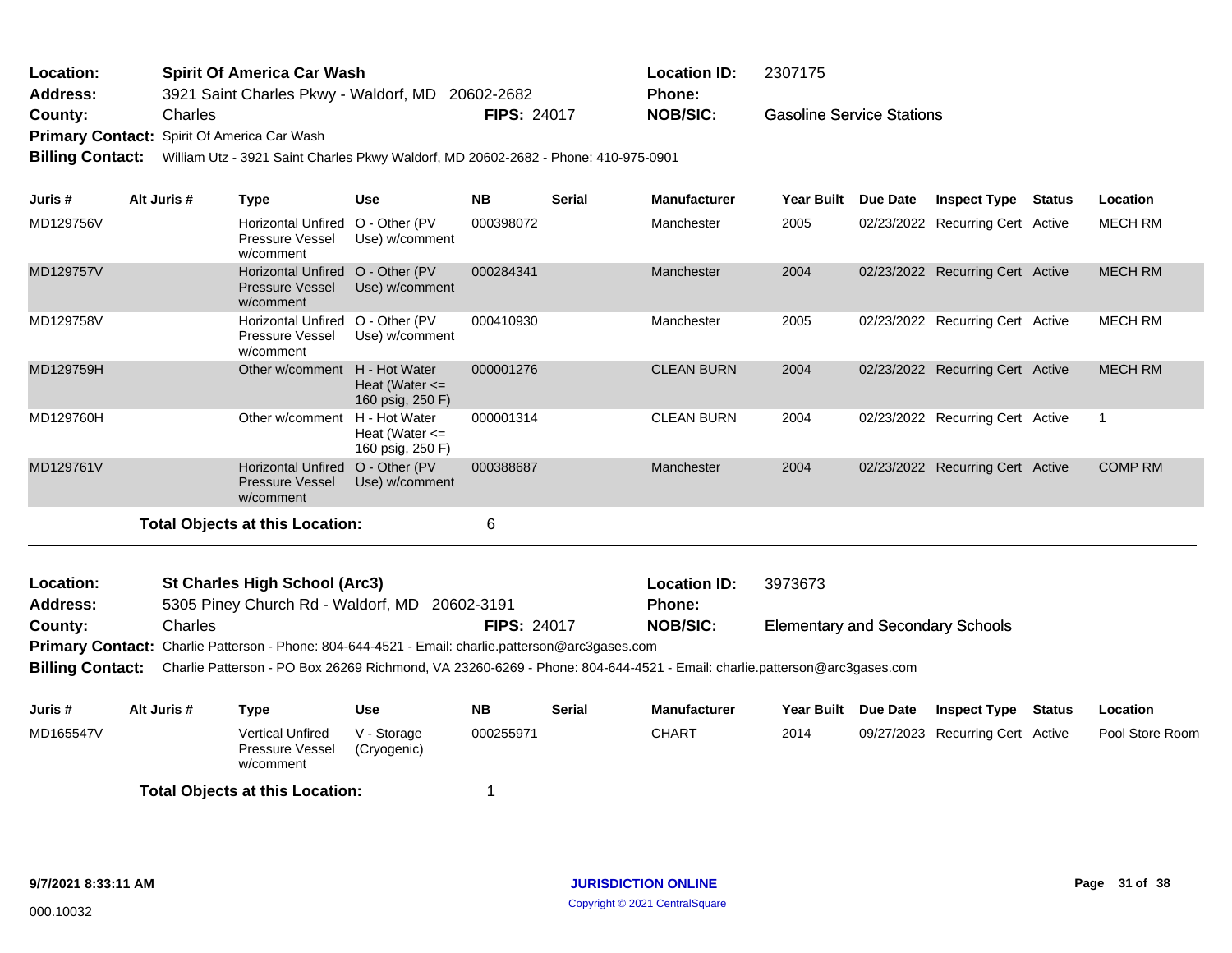**Location:** Spirit Of America Car Wash
**Address:** 3921 Saint Charles Pkwy - Waldorf, MD 20602-2682
**County:** Charles
**FIPS:** 24017
**Location ID:** 2307175
**Phone:**
**NOB/SIC:** Gasoline Service Stations
**Primary Contact:** Spirit Of America Car Wash
**Billing Contact:** William Utz - 3921 Saint Charles Pkwy Waldorf, MD 20602-2682 - Phone: 410-975-0901

| Juris # | Alt Juris # | Type | Use | NB | Serial | Manufacturer | Year Built | Due Date | Inspect Type | Status | Location |
|---|---|---|---|---|---|---|---|---|---|---|---|
| MD129756V | | Horizontal Unfired Pressure Vessel w/comment | O - Other (PV Use) w/comment | 000398072 | | Manchester | 2005 | 02/23/2022 | Recurring Cert | Active | MECH RM |
| MD129757V | | Horizontal Unfired Pressure Vessel w/comment | O - Other (PV Use) w/comment | 000284341 | | Manchester | 2004 | 02/23/2022 | Recurring Cert | Active | MECH RM |
| MD129758V | | Horizontal Unfired Pressure Vessel w/comment | O - Other (PV Use) w/comment | 000410930 | | Manchester | 2005 | 02/23/2022 | Recurring Cert | Active | MECH RM |
| MD129759H | | Other w/comment | H - Hot Water Heat (Water <= 160 psig, 250 F) | 000001276 | | CLEAN BURN | 2004 | 02/23/2022 | Recurring Cert | Active | MECH RM |
| MD129760H | | Other w/comment | H - Hot Water Heat (Water <= 160 psig, 250 F) | 000001314 | | CLEAN BURN | 2004 | 02/23/2022 | Recurring Cert | Active | 1 |
| MD129761V | | Horizontal Unfired Pressure Vessel w/comment | O - Other (PV Use) w/comment | 000388687 | | Manchester | 2004 | 02/23/2022 | Recurring Cert | Active | COMP RM |

**Total Objects at this Location:** 6

---

**Location:** St Charles High School (Arc3)
**Address:** 5305 Piney Church Rd - Waldorf, MD 20602-3191
**County:** Charles
**FIPS:** 24017
**Location ID:** 3973673
**Phone:**
**NOB/SIC:** Elementary and Secondary Schools
**Primary Contact:** Charlie Patterson - Phone: 804-644-4521 - Email: charlie.patterson@arc3gases.com
**Billing Contact:** Charlie Patterson - PO Box 26269 Richmond, VA 23260-6269 - Phone: 804-644-4521 - Email: charlie.patterson@arc3gases.com

| Juris # | Alt Juris # | Type | Use | NB | Serial | Manufacturer | Year Built | Due Date | Inspect Type | Status | Location |
|---|---|---|---|---|---|---|---|---|---|---|---|
| MD165547V | | Vertical Unfired Pressure Vessel w/comment | V - Storage (Cryogenic) | 000255971 | | CHART | 2014 | 09/27/2023 | Recurring Cert | Active | Pool Store Room |

**Total Objects at this Location:** 1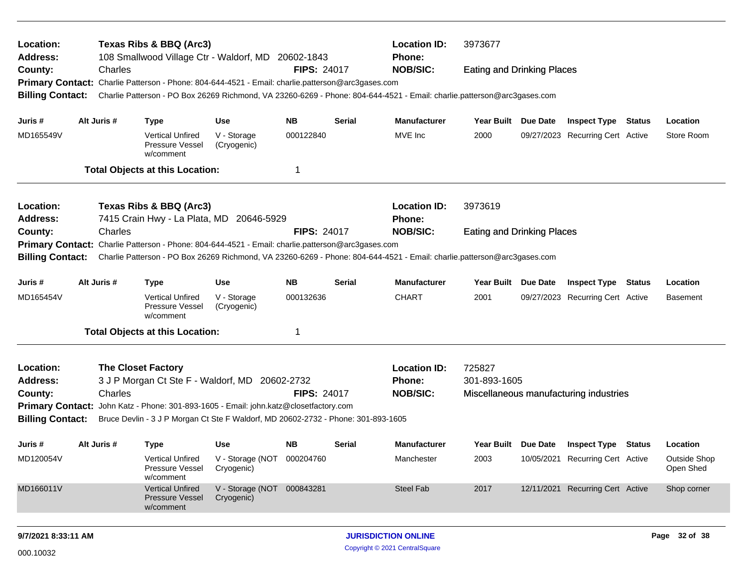**Location:** Texas Ribs & BBQ (Arc3) **Location ID:** 3973677
**Address:** 108 Smallwood Village Ctr - Waldorf, MD 20602-1843 **Phone:**
**County:** Charles **FIPS:** 24017 **NOB/SIC:** Eating and Drinking Places
**Primary Contact:** Charlie Patterson - Phone: 804-644-4521 - Email: charlie.patterson@arc3gases.com
**Billing Contact:** Charlie Patterson - PO Box 26269 Richmond, VA 23260-6269 - Phone: 804-644-4521 - Email: charlie.patterson@arc3gases.com

| Juris # | Alt Juris # | Type | Use | NB | Serial | Manufacturer | Year Built | Due Date | Inspect Type | Status | Location |
|---|---|---|---|---|---|---|---|---|---|---|---|
| MD165549V | | Vertical Unfired Pressure Vessel w/comment | V - Storage (Cryogenic) | 000122840 | | MVE Inc | 2000 | 09/27/2023 | Recurring Cert | Active | Store Room |

**Total Objects at this Location:** 1

---

**Location:** Texas Ribs & BBQ (Arc3) **Location ID:** 3973619
**Address:** 7415 Crain Hwy - La Plata, MD 20646-5929 **Phone:**
**County:** Charles **FIPS:** 24017 **NOB/SIC:** Eating and Drinking Places
**Primary Contact:** Charlie Patterson - Phone: 804-644-4521 - Email: charlie.patterson@arc3gases.com
**Billing Contact:** Charlie Patterson - PO Box 26269 Richmond, VA 23260-6269 - Phone: 804-644-4521 - Email: charlie.patterson@arc3gases.com

| Juris # | Alt Juris # | Type | Use | NB | Serial | Manufacturer | Year Built | Due Date | Inspect Type | Status | Location |
|---|---|---|---|---|---|---|---|---|---|---|---|
| MD165454V | | Vertical Unfired Pressure Vessel w/comment | V - Storage (Cryogenic) | 000132636 | | CHART | 2001 | 09/27/2023 | Recurring Cert | Active | Basement |

**Total Objects at this Location:** 1

---

**Location:** The Closet Factory **Location ID:** 725827
**Address:** 3 J P Morgan Ct Ste F - Waldorf, MD 20602-2732 **Phone:** 301-893-1605
**County:** Charles **FIPS:** 24017 **NOB/SIC:** Miscellaneous manufacturing industries
**Primary Contact:** John Katz - Phone: 301-893-1605 - Email: john.katz@closetfactory.com
**Billing Contact:** Bruce Devlin - 3 J P Morgan Ct Ste F Waldorf, MD 20602-2732 - Phone: 301-893-1605

| Juris # | Alt Juris # | Type | Use | NB | Serial | Manufacturer | Year Built | Due Date | Inspect Type | Status | Location |
|---|---|---|---|---|---|---|---|---|---|---|---|
| MD120054V | | Vertical Unfired Pressure Vessel w/comment | V - Storage (NOT Cryogenic) | 000204760 | | Manchester | 2003 | 10/05/2021 | Recurring Cert | Active | Outside Shop Open Shed |
| MD166011V | | Vertical Unfired Pressure Vessel w/comment | V - Storage (NOT Cryogenic) | 000843281 | | Steel Fab | 2017 | 12/11/2021 | Recurring Cert | Active | Shop corner |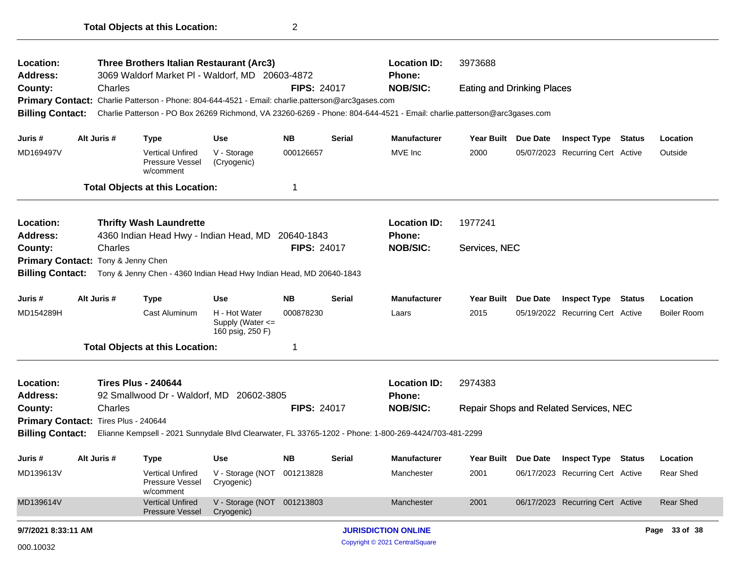**Total Objects at this Location:** 2

---

**Location:** Three Brothers Italian Restaurant (Arc3) | **Location ID:** 3973688
**Address:** 3069 Waldorf Market Pl - Waldorf, MD 20603-4872 | **Phone:**
**County:** Charles | **FIPS:** 24017 | **NOB/SIC:** Eating and Drinking Places
**Primary Contact:** Charlie Patterson - Phone: 804-644-4521 - Email: charlie.patterson@arc3gases.com
**Billing Contact:** Charlie Patterson - PO Box 26269 Richmond, VA 23260-6269 - Phone: 804-644-4521 - Email: charlie.patterson@arc3gases.com

| Juris # | Alt Juris # | Type | Use | NB | Serial | Manufacturer | Year Built | Due Date | Inspect Type | Status | Location |
|---|---|---|---|---|---|---|---|---|---|---|---|
| MD169497V | | Vertical Unfired Pressure Vessel w/comment | V - Storage (Cryogenic) | 000126657 | | MVE Inc | 2000 | 05/07/2023 | Recurring Cert | Active | Outside |

**Total Objects at this Location:** 1

---

**Location:** Thrifty Wash Laundrette | **Location ID:** 1977241
**Address:** 4360 Indian Head Hwy - Indian Head, MD 20640-1843 | **Phone:**
**County:** Charles | **FIPS:** 24017 | **NOB/SIC:** Services, NEC
**Primary Contact:** Tony & Jenny Chen
**Billing Contact:** Tony & Jenny Chen - 4360 Indian Head Hwy Indian Head, MD 20640-1843

| Juris # | Alt Juris # | Type | Use | NB | Serial | Manufacturer | Year Built | Due Date | Inspect Type | Status | Location |
|---|---|---|---|---|---|---|---|---|---|---|---|
| MD154289H | | Cast Aluminum | H - Hot Water Supply (Water <= 160 psig, 250 F) | 000878230 | | Laars | 2015 | 05/19/2022 | Recurring Cert | Active | Boiler Room |

**Total Objects at this Location:** 1

---

**Location:** Tires Plus - 240644 | **Location ID:** 2974383
**Address:** 92 Smallwood Dr - Waldorf, MD 20602-3805 | **Phone:**
**County:** Charles | **FIPS:** 24017 | **NOB/SIC:** Repair Shops and Related Services, NEC
**Primary Contact:** Tires Plus - 240644
**Billing Contact:** Elianne Kempsell - 2021 Sunnydale Blvd Clearwater, FL 33765-1202 - Phone: 1-800-269-4424/703-481-2299

| Juris # | Alt Juris # | Type | Use | NB | Serial | Manufacturer | Year Built | Due Date | Inspect Type | Status | Location |
|---|---|---|---|---|---|---|---|---|---|---|---|
| MD139613V | | Vertical Unfired Pressure Vessel w/comment | V - Storage (NOT Cryogenic) | 001213828 | | Manchester | 2001 | 06/17/2023 | Recurring Cert | Active | Rear Shed |
| MD139614V | | Vertical Unfired Pressure Vessel | V - Storage (NOT Cryogenic) | 001213803 | | Manchester | 2001 | 06/17/2023 | Recurring Cert | Active | Rear Shed |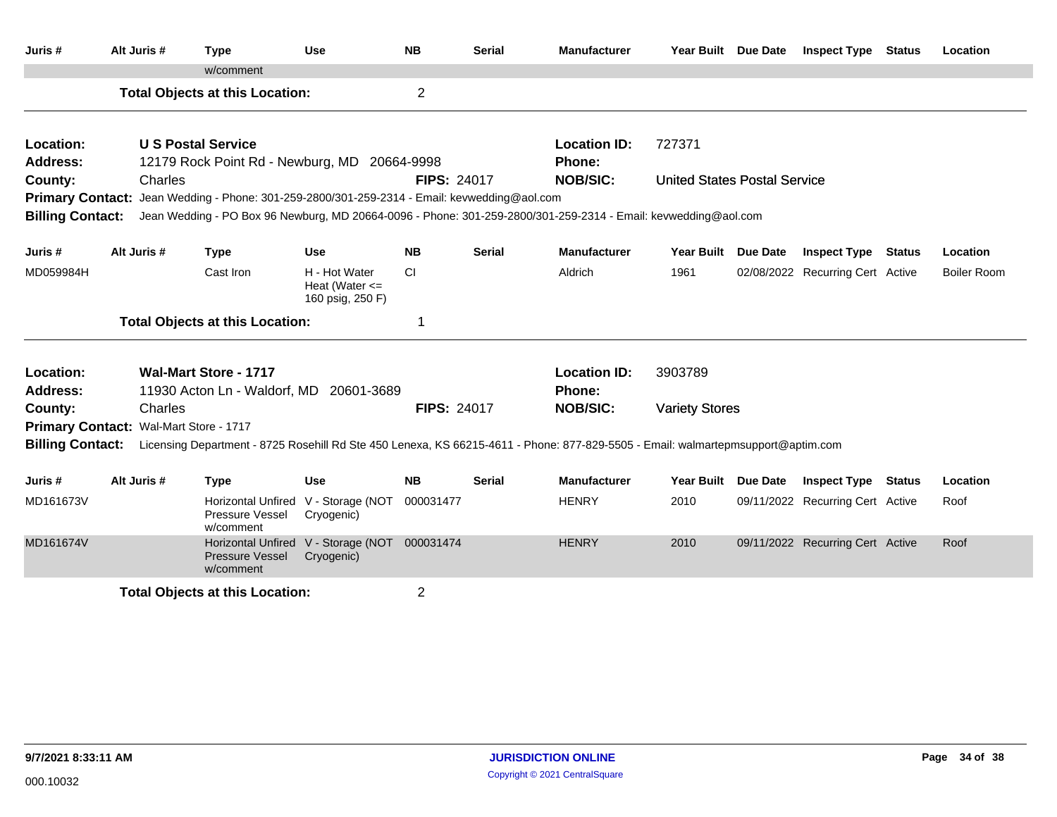| Juris # | Alt Juris # | Type | Use | NB | Serial | Manufacturer | Year Built | Due Date | Inspect Type | Status | Location |
|---|---|---|---|---|---|---|---|---|---|---|---|
| | | w/comment | | | | | | | | | |

**Total Objects at this Location:** 2

---

**Location:** U S Postal Service
**Location ID:** 727371
**Address:** 12179 Rock Point Rd - Newburg, MD 20664-9998
**Phone:**
**County:** Charles
**FIPS:** 24017
**NOB/SIC:** United States Postal Service
**Primary Contact:** Jean Wedding - Phone: 301-259-2800/301-259-2314 - Email: kevwedding@aol.com
**Billing Contact:** Jean Wedding - PO Box 96 Newburg, MD 20664-0096 - Phone: 301-259-2800/301-259-2314 - Email: kevwedding@aol.com

| Juris # | Alt Juris # | Type | Use | NB | Serial | Manufacturer | Year Built | Due Date | Inspect Type | Status | Location |
|---|---|---|---|---|---|---|---|---|---|---|---|
| MD059984H | | Cast Iron | H - Hot Water Heat (Water <= 160 psig, 250 F) | CI | | Aldrich | 1961 | 02/08/2022 | Recurring Cert | Active | Boiler Room |

**Total Objects at this Location:** 1

---

**Location:** Wal-Mart Store - 1717
**Location ID:** 3903789
**Address:** 11930 Acton Ln - Waldorf, MD 20601-3689
**Phone:**
**County:** Charles
**FIPS:** 24017
**NOB/SIC:** Variety Stores
**Primary Contact:** Wal-Mart Store - 1717
**Billing Contact:** Licensing Department - 8725 Rosehill Rd Ste 450 Lenexa, KS 66215-4611 - Phone: 877-829-5505 - Email: walmartepmsupport@aptim.com

| Juris # | Alt Juris # | Type | Use | NB | Serial | Manufacturer | Year Built | Due Date | Inspect Type | Status | Location |
|---|---|---|---|---|---|---|---|---|---|---|---|
| MD161673V | | Horizontal Unfired Pressure Vessel w/comment | V - Storage (NOT Cryogenic) | 000031477 | | HENRY | 2010 | 09/11/2022 | Recurring Cert | Active | Roof |
| MD161674V | | Horizontal Unfired Pressure Vessel w/comment | V - Storage (NOT Cryogenic) | 000031474 | | HENRY | 2010 | 09/11/2022 | Recurring Cert | Active | Roof |

**Total Objects at this Location:** 2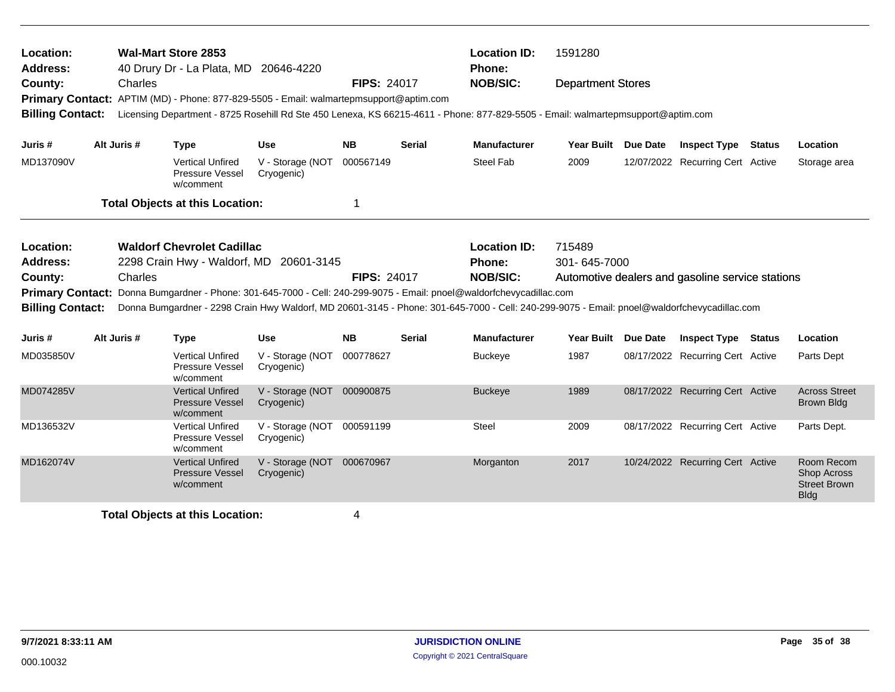**Location:** Wal-Mart Store 2853 **Location ID:** 1591280

**Address:** 40 Drury Dr - La Plata, MD 20646-4220 **Phone:**

**County:** Charles **FIPS:** 24017 **NOB/SIC:** Department Stores

**Primary Contact:** APTIM (MD) - Phone: 877-829-5505 - Email: walmartepmsupport@aptim.com

**Billing Contact:** Licensing Department - 8725 Rosehill Rd Ste 450 Lenexa, KS 66215-4611 - Phone: 877-829-5505 - Email: walmartepmsupport@aptim.com

| Juris # | Alt Juris # | Type | Use | NB | Serial | Manufacturer | Year Built | Due Date | Inspect Type | Status | Location |
|---|---|---|---|---|---|---|---|---|---|---|---|
| MD137090V | | Vertical Unfired Pressure Vessel w/comment | V - Storage (NOT Cryogenic) | 000567149 | | Steel Fab | 2009 | 12/07/2022 | Recurring Cert | Active | Storage area |

**Total Objects at this Location:** 1

---

**Location:** Waldorf Chevrolet Cadillac **Location ID:** 715489

**Address:** 2298 Crain Hwy - Waldorf, MD 20601-3145 **Phone:** 301- 645-7000

**County:** Charles **FIPS:** 24017 **NOB/SIC:** Automotive dealers and gasoline service stations

**Primary Contact:** Donna Bumgardner - Phone: 301-645-7000 - Cell: 240-299-9075 - Email: pnoel@waldorfchevycadillac.com

**Billing Contact:** Donna Bumgardner - 2298 Crain Hwy Waldorf, MD 20601-3145 - Phone: 301-645-7000 - Cell: 240-299-9075 - Email: pnoel@waldorfchevycadillac.com

| Juris # | Alt Juris # | Type | Use | NB | Serial | Manufacturer | Year Built | Due Date | Inspect Type | Status | Location |
|---|---|---|---|---|---|---|---|---|---|---|---|
| MD035850V | | Vertical Unfired Pressure Vessel w/comment | V - Storage (NOT Cryogenic) | 000778627 | | Buckeye | 1987 | 08/17/2022 | Recurring Cert | Active | Parts Dept |
| MD074285V | | Vertical Unfired Pressure Vessel w/comment | V - Storage (NOT Cryogenic) | 000900875 | | Buckeye | 1989 | 08/17/2022 | Recurring Cert | Active | Across Street Brown Bldg |
| MD136532V | | Vertical Unfired Pressure Vessel w/comment | V - Storage (NOT Cryogenic) | 000591199 | | Steel | 2009 | 08/17/2022 | Recurring Cert | Active | Parts Dept. |
| MD162074V | | Vertical Unfired Pressure Vessel w/comment | V - Storage (NOT Cryogenic) | 000670967 | | Morganton | 2017 | 10/24/2022 | Recurring Cert | Active | Room Recom Shop Across Street Brown Bldg |

**Total Objects at this Location:** 4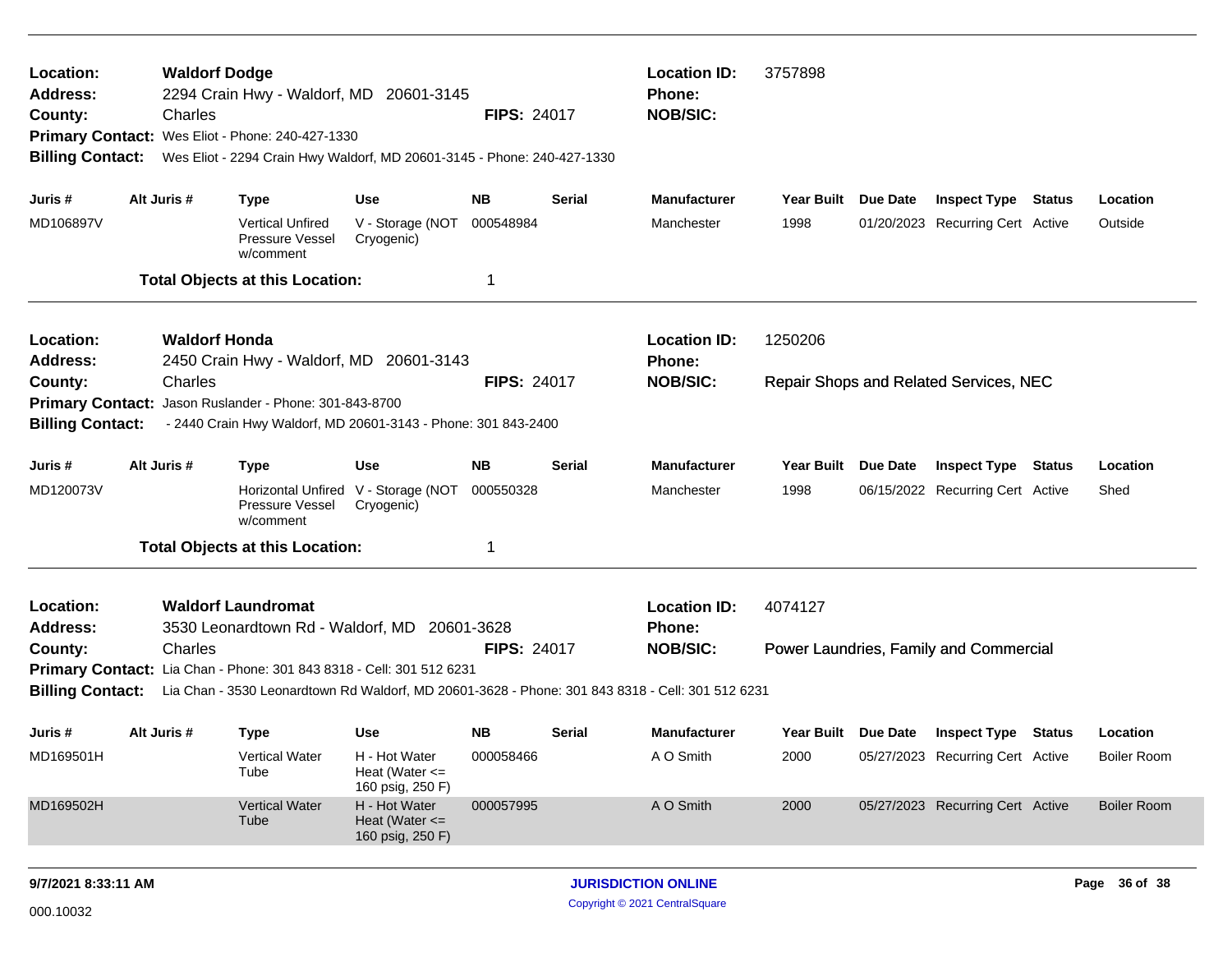**Location:** Waldorf Dodge
**Address:** 2294 Crain Hwy - Waldorf, MD 20601-3145
**County:** Charles **FIPS:** 24017
**Primary Contact:** Wes Eliot - Phone: 240-427-1330
**Billing Contact:** Wes Eliot - 2294 Crain Hwy Waldorf, MD 20601-3145 - Phone: 240-427-1330

**Location ID:** 3757898
**Phone:**
**NOB/SIC:**

| Juris # | Alt Juris # | Type | Use | NB | Serial | Manufacturer | Year Built | Due Date | Inspect Type | Status | Location |
|---|---|---|---|---|---|---|---|---|---|---|---|
| MD106897V | | Vertical Unfired Pressure Vessel w/comment | V - Storage (NOT Cryogenic) | 000548984 | | Manchester | 1998 | 01/20/2023 | Recurring Cert | Active | Outside |

**Total Objects at this Location:** 1

---

**Location:** Waldorf Honda
**Address:** 2450 Crain Hwy - Waldorf, MD 20601-3143
**County:** Charles **FIPS:** 24017
**Primary Contact:** Jason Ruslander - Phone: 301-843-8700
**Billing Contact:** - 2440 Crain Hwy Waldorf, MD 20601-3143 - Phone: 301 843-2400

**Location ID:** 1250206
**Phone:**
**NOB/SIC:** Repair Shops and Related Services, NEC

| Juris # | Alt Juris # | Type | Use | NB | Serial | Manufacturer | Year Built | Due Date | Inspect Type | Status | Location |
|---|---|---|---|---|---|---|---|---|---|---|---|
| MD120073V | | Horizontal Unfired Pressure Vessel w/comment | V - Storage (NOT Cryogenic) | 000550328 | | Manchester | 1998 | 06/15/2022 | Recurring Cert | Active | Shed |

**Total Objects at this Location:** 1

---

**Location:** Waldorf Laundromat
**Address:** 3530 Leonardtown Rd - Waldorf, MD 20601-3628
**County:** Charles **FIPS:** 24017
**Primary Contact:** Lia Chan - Phone: 301 843 8318 - Cell: 301 512 6231
**Billing Contact:** Lia Chan - 3530 Leonardtown Rd Waldorf, MD 20601-3628 - Phone: 301 843 8318 - Cell: 301 512 6231

**Location ID:** 4074127
**Phone:**
**NOB/SIC:** Power Laundries, Family and Commercial

| Juris # | Alt Juris # | Type | Use | NB | Serial | Manufacturer | Year Built | Due Date | Inspect Type | Status | Location |
|---|---|---|---|---|---|---|---|---|---|---|---|
| MD169501H | | Vertical Water Tube | H - Hot Water Heat (Water <= 160 psig, 250 F) | 000058466 | | A O Smith | 2000 | 05/27/2023 | Recurring Cert | Active | Boiler Room |
| MD169502H | | Vertical Water Tube | H - Hot Water Heat (Water <= 160 psig, 250 F) | 000057995 | | A O Smith | 2000 | 05/27/2023 | Recurring Cert | Active | Boiler Room |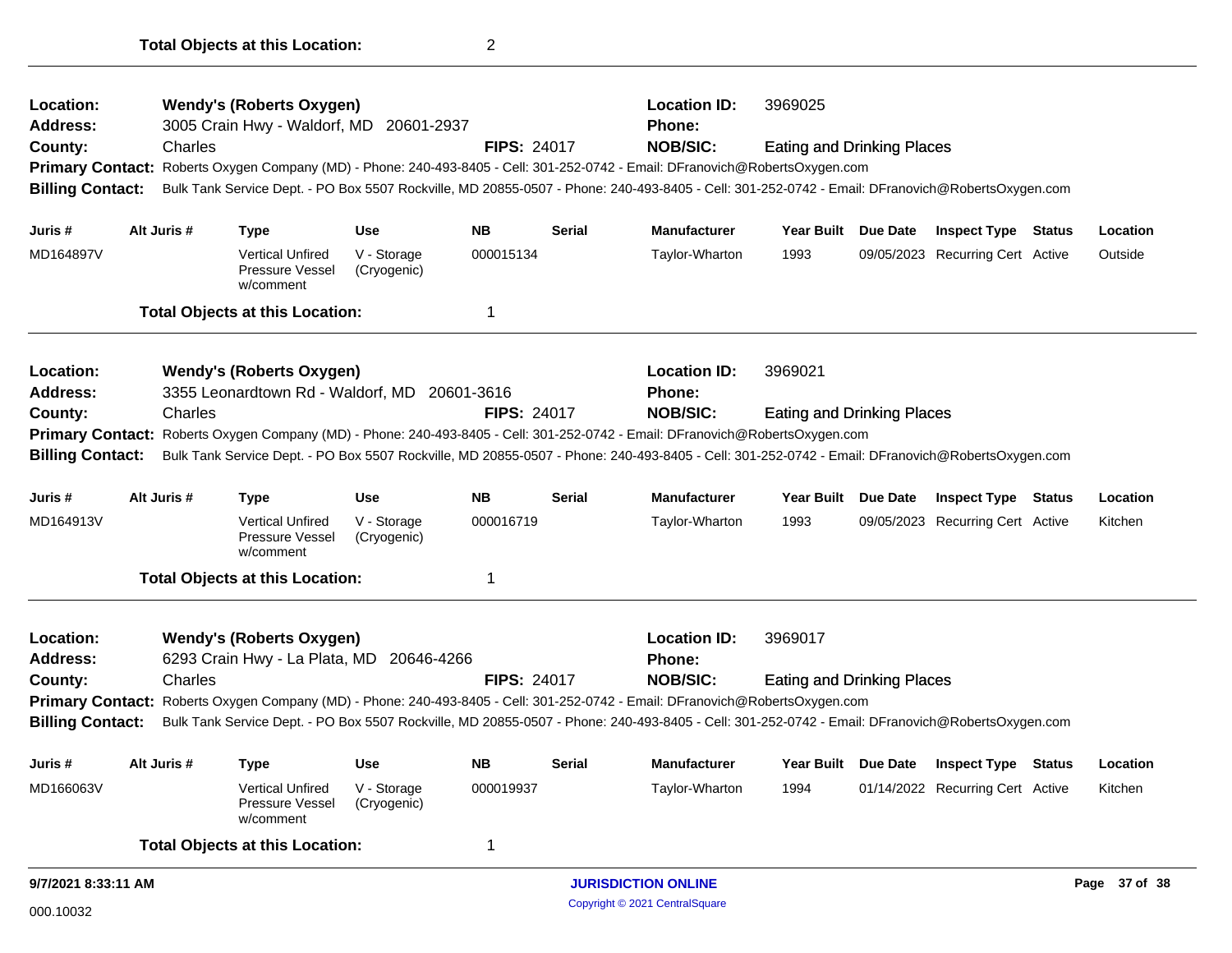**Total Objects at this Location:** 2

---

**Location:** Wendy's (Roberts Oxygen) | **Location ID:** 3969025
**Address:** 3005 Crain Hwy - Waldorf, MD 20601-2937 | **Phone:**
**County:** Charles | **FIPS:** 24017 | **NOB/SIC:** Eating and Drinking Places
**Primary Contact:** Roberts Oxygen Company (MD) - Phone: 240-493-8405 - Cell: 301-252-0742 - Email: DFranovich@RobertsOxygen.com
**Billing Contact:** Bulk Tank Service Dept. - PO Box 5507 Rockville, MD 20855-0507 - Phone: 240-493-8405 - Cell: 301-252-0742 - Email: DFranovich@RobertsOxygen.com

| Juris # | Alt Juris # | Type | Use | NB | Serial | Manufacturer | Year Built | Due Date | Inspect Type | Status | Location |
|---|---|---|---|---|---|---|---|---|---|---|---|
| MD164897V | | Vertical Unfired Pressure Vessel w/comment | V - Storage (Cryogenic) | 000015134 | | Taylor-Wharton | 1993 | 09/05/2023 | Recurring Cert | Active | Outside |

**Total Objects at this Location:** 1

---

**Location:** Wendy's (Roberts Oxygen) | **Location ID:** 3969021
**Address:** 3355 Leonardtown Rd - Waldorf, MD 20601-3616 | **Phone:**
**County:** Charles | **FIPS:** 24017 | **NOB/SIC:** Eating and Drinking Places
**Primary Contact:** Roberts Oxygen Company (MD) - Phone: 240-493-8405 - Cell: 301-252-0742 - Email: DFranovich@RobertsOxygen.com
**Billing Contact:** Bulk Tank Service Dept. - PO Box 5507 Rockville, MD 20855-0507 - Phone: 240-493-8405 - Cell: 301-252-0742 - Email: DFranovich@RobertsOxygen.com

| Juris # | Alt Juris # | Type | Use | NB | Serial | Manufacturer | Year Built | Due Date | Inspect Type | Status | Location |
|---|---|---|---|---|---|---|---|---|---|---|---|
| MD164913V | | Vertical Unfired Pressure Vessel w/comment | V - Storage (Cryogenic) | 000016719 | | Taylor-Wharton | 1993 | 09/05/2023 | Recurring Cert | Active | Kitchen |

**Total Objects at this Location:** 1

---

**Location:** Wendy's (Roberts Oxygen) | **Location ID:** 3969017
**Address:** 6293 Crain Hwy - La Plata, MD 20646-4266 | **Phone:**
**County:** Charles | **FIPS:** 24017 | **NOB/SIC:** Eating and Drinking Places
**Primary Contact:** Roberts Oxygen Company (MD) - Phone: 240-493-8405 - Cell: 301-252-0742 - Email: DFranovich@RobertsOxygen.com
**Billing Contact:** Bulk Tank Service Dept. - PO Box 5507 Rockville, MD 20855-0507 - Phone: 240-493-8405 - Cell: 301-252-0742 - Email: DFranovich@RobertsOxygen.com

| Juris # | Alt Juris # | Type | Use | NB | Serial | Manufacturer | Year Built | Due Date | Inspect Type | Status | Location |
|---|---|---|---|---|---|---|---|---|---|---|---|
| MD166063V | | Vertical Unfired Pressure Vessel w/comment | V - Storage (Cryogenic) | 000019937 | | Taylor-Wharton | 1994 | 01/14/2022 | Recurring Cert | Active | Kitchen |

**Total Objects at this Location:** 1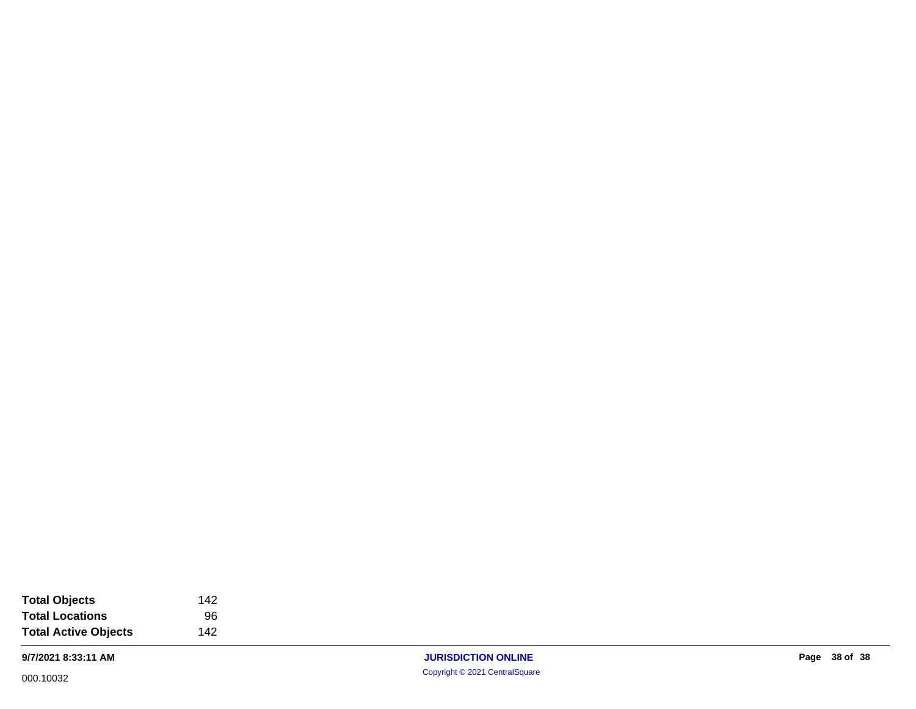| | |
|---|---|
| **Total Objects** | 142 |
| **Total Locations** | 96 |
| **Total Active Objects** | 142 |